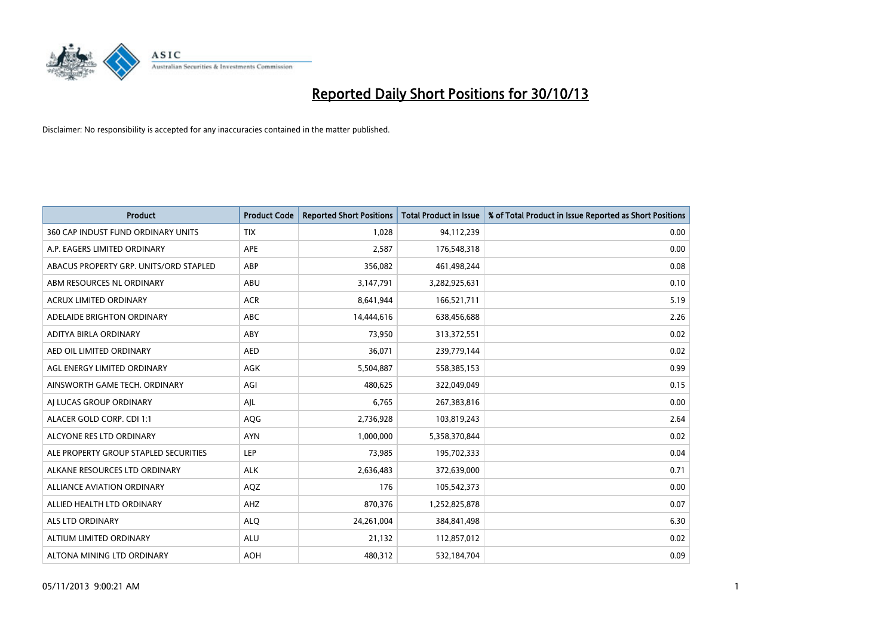# Reported Daily Short Positions for 30/10/13

Disclaimer: No responsibility is accepted for any inaccuracies contained in the matter published.

| Product | Product Code | Reported Short Positions | Total Product in Issue | % of Total Product in Issue Reported as Short Positions |
|---|---|---|---|---|
| 360 CAP INDUST FUND ORDINARY UNITS | TIX | 1,028 | 94,112,239 | 0.00 |
| A.P. EAGERS LIMITED ORDINARY | APE | 2,587 | 176,548,318 | 0.00 |
| ABACUS PROPERTY GRP. UNITS/ORD STAPLED | ABP | 356,082 | 461,498,244 | 0.08 |
| ABM RESOURCES NL ORDINARY | ABU | 3,147,791 | 3,282,925,631 | 0.10 |
| ACRUX LIMITED ORDINARY | ACR | 8,641,944 | 166,521,711 | 5.19 |
| ADELAIDE BRIGHTON ORDINARY | ABC | 14,444,616 | 638,456,688 | 2.26 |
| ADITYA BIRLA ORDINARY | ABY | 73,950 | 313,372,551 | 0.02 |
| AED OIL LIMITED ORDINARY | AED | 36,071 | 239,779,144 | 0.02 |
| AGL ENERGY LIMITED ORDINARY | AGK | 5,504,887 | 558,385,153 | 0.99 |
| AINSWORTH GAME TECH. ORDINARY | AGI | 480,625 | 322,049,049 | 0.15 |
| AJ LUCAS GROUP ORDINARY | AJL | 6,765 | 267,383,816 | 0.00 |
| ALACER GOLD CORP. CDI 1:1 | AQG | 2,736,928 | 103,819,243 | 2.64 |
| ALCYONE RES LTD ORDINARY | AYN | 1,000,000 | 5,358,370,844 | 0.02 |
| ALE PROPERTY GROUP STAPLED SECURITIES | LEP | 73,985 | 195,702,333 | 0.04 |
| ALKANE RESOURCES LTD ORDINARY | ALK | 2,636,483 | 372,639,000 | 0.71 |
| ALLIANCE AVIATION ORDINARY | AQZ | 176 | 105,542,373 | 0.00 |
| ALLIED HEALTH LTD ORDINARY | AHZ | 870,376 | 1,252,825,878 | 0.07 |
| ALS LTD ORDINARY | ALQ | 24,261,004 | 384,841,498 | 6.30 |
| ALTIUM LIMITED ORDINARY | ALU | 21,132 | 112,857,012 | 0.02 |
| ALTONA MINING LTD ORDINARY | AOH | 480,312 | 532,184,704 | 0.09 |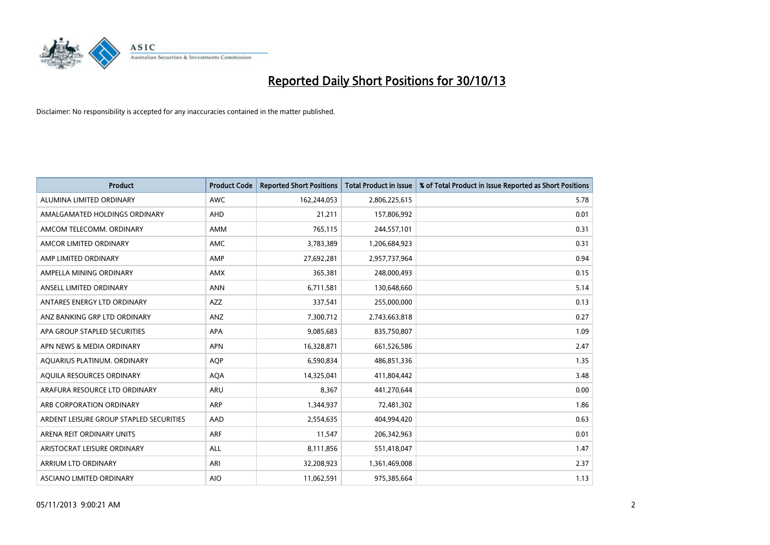# Reported Daily Short Positions for 30/10/13

Disclaimer: No responsibility is accepted for any inaccuracies contained in the matter published.

| Product | Product Code | Reported Short Positions | Total Product in Issue | % of Total Product in Issue Reported as Short Positions |
|---|---|---|---|---|
| ALUMINA LIMITED ORDINARY | AWC | 162,244,053 | 2,806,225,615 | 5.78 |
| AMALGAMATED HOLDINGS ORDINARY | AHD | 21,211 | 157,806,992 | 0.01 |
| AMCOM TELECOMM. ORDINARY | AMM | 765,115 | 244,557,101 | 0.31 |
| AMCOR LIMITED ORDINARY | AMC | 3,783,389 | 1,206,684,923 | 0.31 |
| AMP LIMITED ORDINARY | AMP | 27,692,281 | 2,957,737,964 | 0.94 |
| AMPELLA MINING ORDINARY | AMX | 365,381 | 248,000,493 | 0.15 |
| ANSELL LIMITED ORDINARY | ANN | 6,711,581 | 130,648,660 | 5.14 |
| ANTARES ENERGY LTD ORDINARY | AZZ | 337,541 | 255,000,000 | 0.13 |
| ANZ BANKING GRP LTD ORDINARY | ANZ | 7,300,712 | 2,743,663,818 | 0.27 |
| APA GROUP STAPLED SECURITIES | APA | 9,085,683 | 835,750,807 | 1.09 |
| APN NEWS & MEDIA ORDINARY | APN | 16,328,871 | 661,526,586 | 2.47 |
| AQUARIUS PLATINUM. ORDINARY | AQP | 6,590,834 | 486,851,336 | 1.35 |
| AQUILA RESOURCES ORDINARY | AQA | 14,325,041 | 411,804,442 | 3.48 |
| ARAFURA RESOURCE LTD ORDINARY | ARU | 8,367 | 441,270,644 | 0.00 |
| ARB CORPORATION ORDINARY | ARP | 1,344,937 | 72,481,302 | 1.86 |
| ARDENT LEISURE GROUP STAPLED SECURITIES | AAD | 2,554,635 | 404,994,420 | 0.63 |
| ARENA REIT ORDINARY UNITS | ARF | 11,547 | 206,342,963 | 0.01 |
| ARISTOCRAT LEISURE ORDINARY | ALL | 8,111,856 | 551,418,047 | 1.47 |
| ARRIUM LTD ORDINARY | ARI | 32,208,923 | 1,361,469,008 | 2.37 |
| ASCIANO LIMITED ORDINARY | AIO | 11,062,591 | 975,385,664 | 1.13 |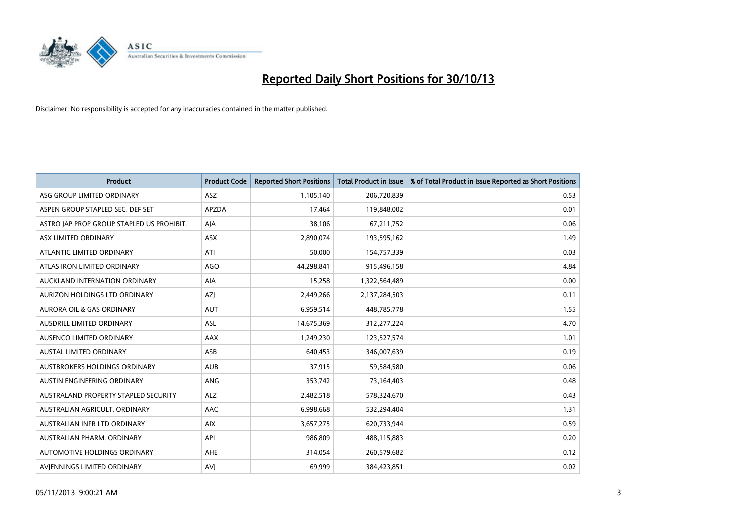# Reported Daily Short Positions for 30/10/13

Disclaimer: No responsibility is accepted for any inaccuracies contained in the matter published.

| Product | Product Code | Reported Short Positions | Total Product in Issue | % of Total Product in Issue Reported as Short Positions |
|---|---|---|---|---|
| ASG GROUP LIMITED ORDINARY | ASZ | 1,105,140 | 206,720,839 | 0.53 |
| ASPEN GROUP STAPLED SEC. DEF SET | APZDA | 17,464 | 119,848,002 | 0.01 |
| ASTRO JAP PROP GROUP STAPLED US PROHIBIT. | AJA | 38,106 | 67,211,752 | 0.06 |
| ASX LIMITED ORDINARY | ASX | 2,890,074 | 193,595,162 | 1.49 |
| ATLANTIC LIMITED ORDINARY | ATI | 50,000 | 154,757,339 | 0.03 |
| ATLAS IRON LIMITED ORDINARY | AGO | 44,298,841 | 915,496,158 | 4.84 |
| AUCKLAND INTERNATION ORDINARY | AIA | 15,258 | 1,322,564,489 | 0.00 |
| AURIZON HOLDINGS LTD ORDINARY | AZJ | 2,449,266 | 2,137,284,503 | 0.11 |
| AURORA OIL & GAS ORDINARY | AUT | 6,959,514 | 448,785,778 | 1.55 |
| AUSDRILL LIMITED ORDINARY | ASL | 14,675,369 | 312,277,224 | 4.70 |
| AUSENCO LIMITED ORDINARY | AAX | 1,249,230 | 123,527,574 | 1.01 |
| AUSTAL LIMITED ORDINARY | ASB | 640,453 | 346,007,639 | 0.19 |
| AUSTBROKERS HOLDINGS ORDINARY | AUB | 37,915 | 59,584,580 | 0.06 |
| AUSTIN ENGINEERING ORDINARY | ANG | 353,742 | 73,164,403 | 0.48 |
| AUSTRALAND PROPERTY STAPLED SECURITY | ALZ | 2,482,518 | 578,324,670 | 0.43 |
| AUSTRALIAN AGRICULT. ORDINARY | AAC | 6,998,668 | 532,294,404 | 1.31 |
| AUSTRALIAN INFR LTD ORDINARY | AIX | 3,657,275 | 620,733,944 | 0.59 |
| AUSTRALIAN PHARM. ORDINARY | API | 986,809 | 488,115,883 | 0.20 |
| AUTOMOTIVE HOLDINGS ORDINARY | AHE | 314,054 | 260,579,682 | 0.12 |
| AVJENNINGS LIMITED ORDINARY | AVJ | 69,999 | 384,423,851 | 0.02 |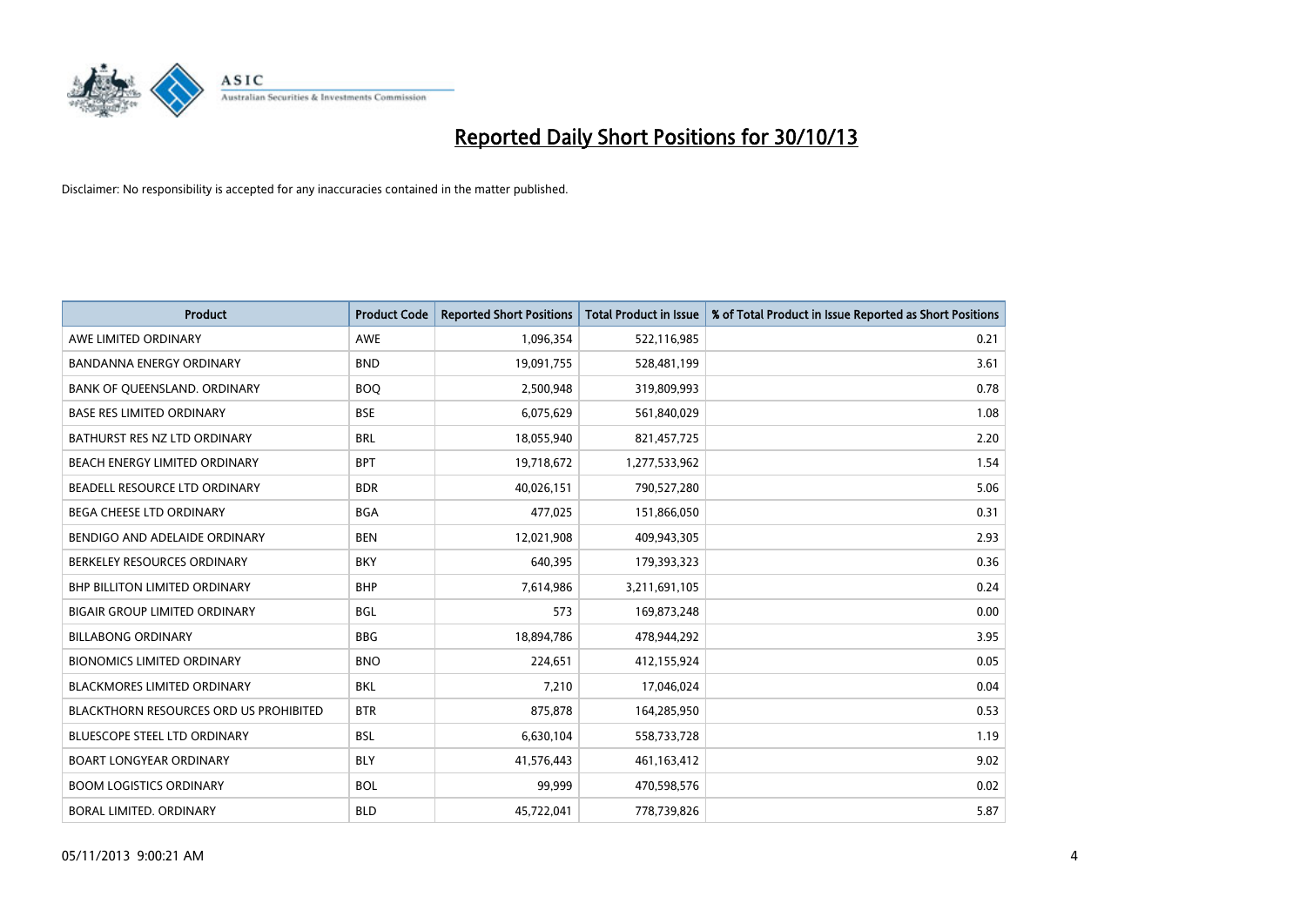# Reported Daily Short Positions for 30/10/13

Disclaimer: No responsibility is accepted for any inaccuracies contained in the matter published.

| Product | Product Code | Reported Short Positions | Total Product in Issue | % of Total Product in Issue Reported as Short Positions |
|---|---|---|---|---|
| AWE LIMITED ORDINARY | AWE | 1,096,354 | 522,116,985 | 0.21 |
| BANDANNA ENERGY ORDINARY | BND | 19,091,755 | 528,481,199 | 3.61 |
| BANK OF QUEENSLAND. ORDINARY | BOQ | 2,500,948 | 319,809,993 | 0.78 |
| BASE RES LIMITED ORDINARY | BSE | 6,075,629 | 561,840,029 | 1.08 |
| BATHURST RES NZ LTD ORDINARY | BRL | 18,055,940 | 821,457,725 | 2.20 |
| BEACH ENERGY LIMITED ORDINARY | BPT | 19,718,672 | 1,277,533,962 | 1.54 |
| BEADELL RESOURCE LTD ORDINARY | BDR | 40,026,151 | 790,527,280 | 5.06 |
| BEGA CHEESE LTD ORDINARY | BGA | 477,025 | 151,866,050 | 0.31 |
| BENDIGO AND ADELAIDE ORDINARY | BEN | 12,021,908 | 409,943,305 | 2.93 |
| BERKELEY RESOURCES ORDINARY | BKY | 640,395 | 179,393,323 | 0.36 |
| BHP BILLITON LIMITED ORDINARY | BHP | 7,614,986 | 3,211,691,105 | 0.24 |
| BIGAIR GROUP LIMITED ORDINARY | BGL | 573 | 169,873,248 | 0.00 |
| BILLABONG ORDINARY | BBG | 18,894,786 | 478,944,292 | 3.95 |
| BIONOMICS LIMITED ORDINARY | BNO | 224,651 | 412,155,924 | 0.05 |
| BLACKMORES LIMITED ORDINARY | BKL | 7,210 | 17,046,024 | 0.04 |
| BLACKTHORN RESOURCES ORD US PROHIBITED | BTR | 875,878 | 164,285,950 | 0.53 |
| BLUESCOPE STEEL LTD ORDINARY | BSL | 6,630,104 | 558,733,728 | 1.19 |
| BOART LONGYEAR ORDINARY | BLY | 41,576,443 | 461,163,412 | 9.02 |
| BOOM LOGISTICS ORDINARY | BOL | 99,999 | 470,598,576 | 0.02 |
| BORAL LIMITED. ORDINARY | BLD | 45,722,041 | 778,739,826 | 5.87 |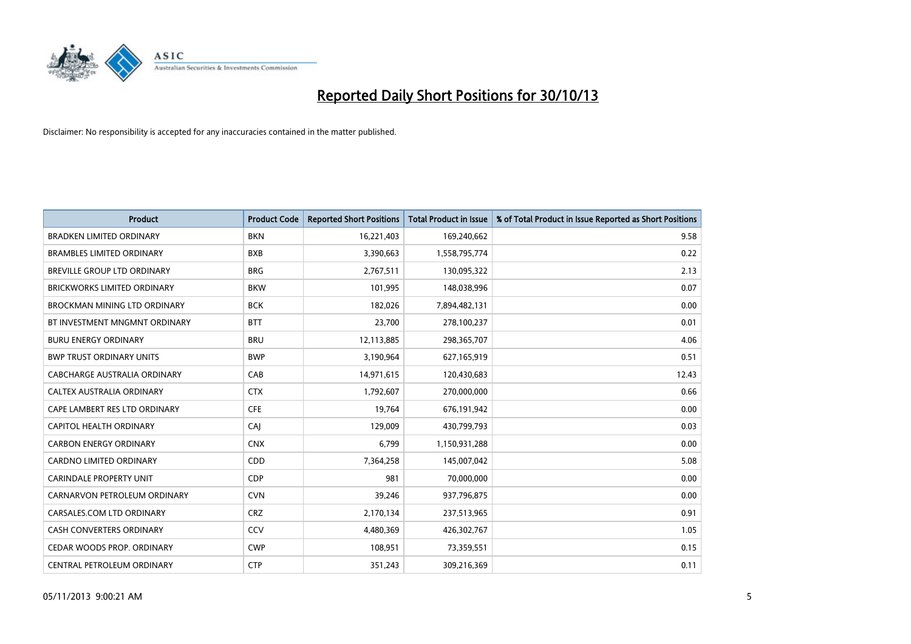# Reported Daily Short Positions for 30/10/13

Disclaimer: No responsibility is accepted for any inaccuracies contained in the matter published.

| Product | Product Code | Reported Short Positions | Total Product in Issue | % of Total Product in Issue Reported as Short Positions |
|---|---|---|---|---|
| BRADKEN LIMITED ORDINARY | BKN | 16,221,403 | 169,240,662 | 9.58 |
| BRAMBLES LIMITED ORDINARY | BXB | 3,390,663 | 1,558,795,774 | 0.22 |
| BREVILLE GROUP LTD ORDINARY | BRG | 2,767,511 | 130,095,322 | 2.13 |
| BRICKWORKS LIMITED ORDINARY | BKW | 101,995 | 148,038,996 | 0.07 |
| BROCKMAN MINING LTD ORDINARY | BCK | 182,026 | 7,894,482,131 | 0.00 |
| BT INVESTMENT MNGMNT ORDINARY | BTT | 23,700 | 278,100,237 | 0.01 |
| BURU ENERGY ORDINARY | BRU | 12,113,885 | 298,365,707 | 4.06 |
| BWP TRUST ORDINARY UNITS | BWP | 3,190,964 | 627,165,919 | 0.51 |
| CABCHARGE AUSTRALIA ORDINARY | CAB | 14,971,615 | 120,430,683 | 12.43 |
| CALTEX AUSTRALIA ORDINARY | CTX | 1,792,607 | 270,000,000 | 0.66 |
| CAPE LAMBERT RES LTD ORDINARY | CFE | 19,764 | 676,191,942 | 0.00 |
| CAPITOL HEALTH ORDINARY | CAJ | 129,009 | 430,799,793 | 0.03 |
| CARBON ENERGY ORDINARY | CNX | 6,799 | 1,150,931,288 | 0.00 |
| CARDNO LIMITED ORDINARY | CDD | 7,364,258 | 145,007,042 | 5.08 |
| CARINDALE PROPERTY UNIT | CDP | 981 | 70,000,000 | 0.00 |
| CARNARVON PETROLEUM ORDINARY | CVN | 39,246 | 937,796,875 | 0.00 |
| CARSALES.COM LTD ORDINARY | CRZ | 2,170,134 | 237,513,965 | 0.91 |
| CASH CONVERTERS ORDINARY | CCV | 4,480,369 | 426,302,767 | 1.05 |
| CEDAR WOODS PROP. ORDINARY | CWP | 108,951 | 73,359,551 | 0.15 |
| CENTRAL PETROLEUM ORDINARY | CTP | 351,243 | 309,216,369 | 0.11 |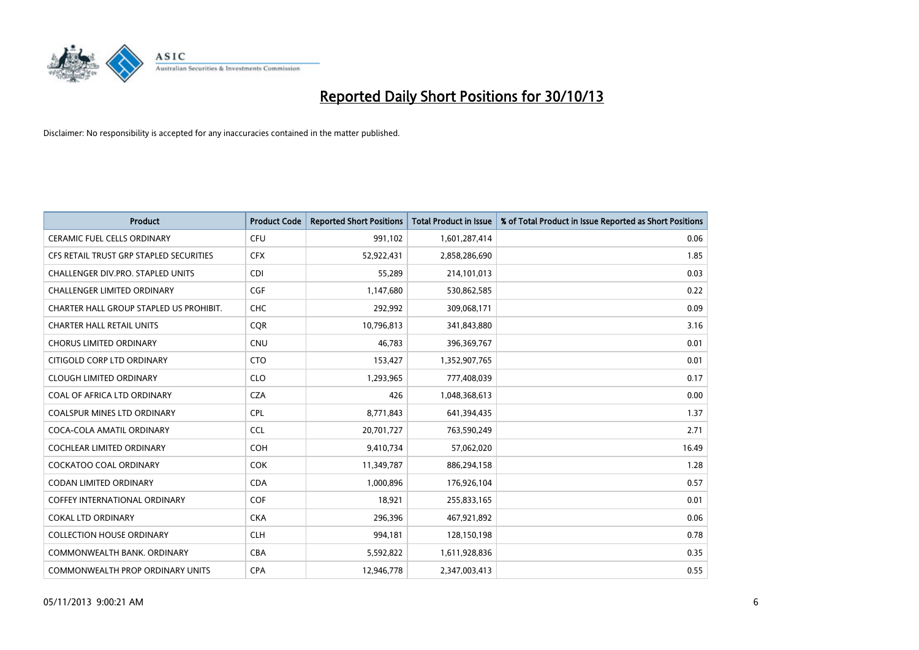# Reported Daily Short Positions for 30/10/13

Disclaimer: No responsibility is accepted for any inaccuracies contained in the matter published.

| Product | Product Code | Reported Short Positions | Total Product in Issue | % of Total Product in Issue Reported as Short Positions |
|---|---|---|---|---|
| CERAMIC FUEL CELLS ORDINARY | CFU | 991,102 | 1,601,287,414 | 0.06 |
| CFS RETAIL TRUST GRP STAPLED SECURITIES | CFX | 52,922,431 | 2,858,286,690 | 1.85 |
| CHALLENGER DIV.PRO. STAPLED UNITS | CDI | 55,289 | 214,101,013 | 0.03 |
| CHALLENGER LIMITED ORDINARY | CGF | 1,147,680 | 530,862,585 | 0.22 |
| CHARTER HALL GROUP STAPLED US PROHIBIT. | CHC | 292,992 | 309,068,171 | 0.09 |
| CHARTER HALL RETAIL UNITS | CQR | 10,796,813 | 341,843,880 | 3.16 |
| CHORUS LIMITED ORDINARY | CNU | 46,783 | 396,369,767 | 0.01 |
| CITIGOLD CORP LTD ORDINARY | CTO | 153,427 | 1,352,907,765 | 0.01 |
| CLOUGH LIMITED ORDINARY | CLO | 1,293,965 | 777,408,039 | 0.17 |
| COAL OF AFRICA LTD ORDINARY | CZA | 426 | 1,048,368,613 | 0.00 |
| COALSPUR MINES LTD ORDINARY | CPL | 8,771,843 | 641,394,435 | 1.37 |
| COCA-COLA AMATIL ORDINARY | CCL | 20,701,727 | 763,590,249 | 2.71 |
| COCHLEAR LIMITED ORDINARY | COH | 9,410,734 | 57,062,020 | 16.49 |
| COCKATOO COAL ORDINARY | COK | 11,349,787 | 886,294,158 | 1.28 |
| CODAN LIMITED ORDINARY | CDA | 1,000,896 | 176,926,104 | 0.57 |
| COFFEY INTERNATIONAL ORDINARY | COF | 18,921 | 255,833,165 | 0.01 |
| COKAL LTD ORDINARY | CKA | 296,396 | 467,921,892 | 0.06 |
| COLLECTION HOUSE ORDINARY | CLH | 994,181 | 128,150,198 | 0.78 |
| COMMONWEALTH BANK. ORDINARY | CBA | 5,592,822 | 1,611,928,836 | 0.35 |
| COMMONWEALTH PROP ORDINARY UNITS | CPA | 12,946,778 | 2,347,003,413 | 0.55 |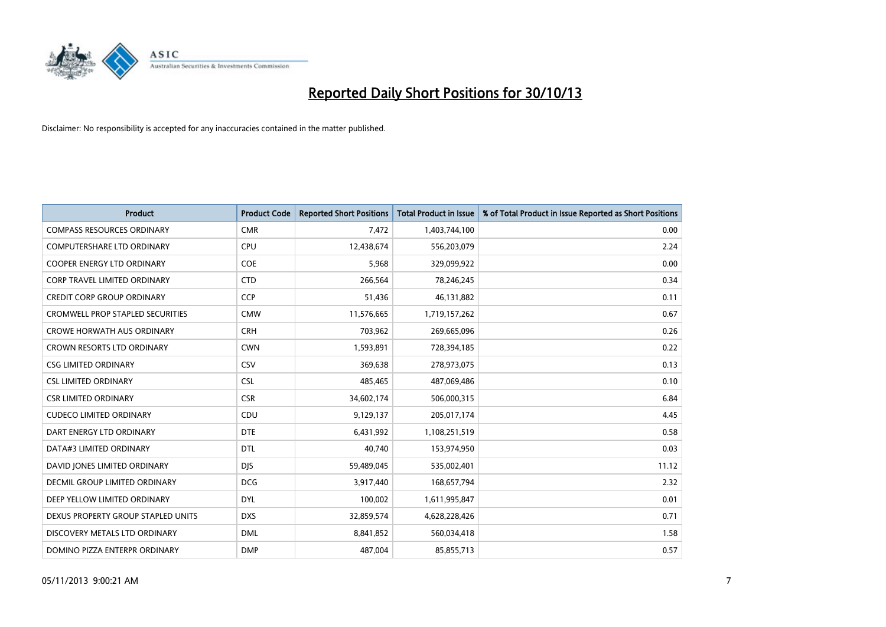# Reported Daily Short Positions for 30/10/13

Disclaimer: No responsibility is accepted for any inaccuracies contained in the matter published.

| Product | Product Code | Reported Short Positions | Total Product in Issue | % of Total Product in Issue Reported as Short Positions |
|---|---|---|---|---|
| COMPASS RESOURCES ORDINARY | CMR | 7,472 | 1,403,744,100 | 0.00 |
| COMPUTERSHARE LTD ORDINARY | CPU | 12,438,674 | 556,203,079 | 2.24 |
| COOPER ENERGY LTD ORDINARY | COE | 5,968 | 329,099,922 | 0.00 |
| CORP TRAVEL LIMITED ORDINARY | CTD | 266,564 | 78,246,245 | 0.34 |
| CREDIT CORP GROUP ORDINARY | CCP | 51,436 | 46,131,882 | 0.11 |
| CROMWELL PROP STAPLED SECURITIES | CMW | 11,576,665 | 1,719,157,262 | 0.67 |
| CROWE HORWATH AUS ORDINARY | CRH | 703,962 | 269,665,096 | 0.26 |
| CROWN RESORTS LTD ORDINARY | CWN | 1,593,891 | 728,394,185 | 0.22 |
| CSG LIMITED ORDINARY | CSV | 369,638 | 278,973,075 | 0.13 |
| CSL LIMITED ORDINARY | CSL | 485,465 | 487,069,486 | 0.10 |
| CSR LIMITED ORDINARY | CSR | 34,602,174 | 506,000,315 | 6.84 |
| CUDECO LIMITED ORDINARY | CDU | 9,129,137 | 205,017,174 | 4.45 |
| DART ENERGY LTD ORDINARY | DTE | 6,431,992 | 1,108,251,519 | 0.58 |
| DATA#3 LIMITED ORDINARY | DTL | 40,740 | 153,974,950 | 0.03 |
| DAVID JONES LIMITED ORDINARY | DJS | 59,489,045 | 535,002,401 | 11.12 |
| DECMIL GROUP LIMITED ORDINARY | DCG | 3,917,440 | 168,657,794 | 2.32 |
| DEEP YELLOW LIMITED ORDINARY | DYL | 100,002 | 1,611,995,847 | 0.01 |
| DEXUS PROPERTY GROUP STAPLED UNITS | DXS | 32,859,574 | 4,628,228,426 | 0.71 |
| DISCOVERY METALS LTD ORDINARY | DML | 8,841,852 | 560,034,418 | 1.58 |
| DOMINO PIZZA ENTERPR ORDINARY | DMP | 487,004 | 85,855,713 | 0.57 |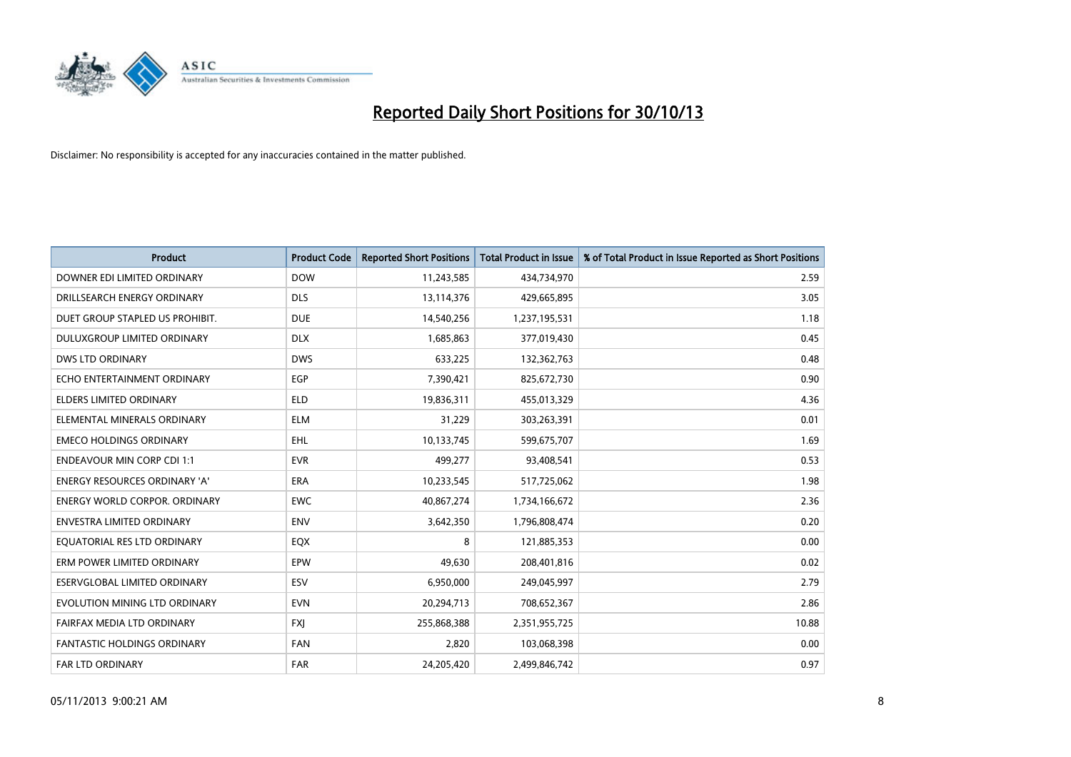# Reported Daily Short Positions for 30/10/13

Disclaimer: No responsibility is accepted for any inaccuracies contained in the matter published.

| Product | Product Code | Reported Short Positions | Total Product in Issue | % of Total Product in Issue Reported as Short Positions |
|---|---|---|---|---|
| DOWNER EDI LIMITED ORDINARY | DOW | 11,243,585 | 434,734,970 | 2.59 |
| DRILLSEARCH ENERGY ORDINARY | DLS | 13,114,376 | 429,665,895 | 3.05 |
| DUET GROUP STAPLED US PROHIBIT. | DUE | 14,540,256 | 1,237,195,531 | 1.18 |
| DULUXGROUP LIMITED ORDINARY | DLX | 1,685,863 | 377,019,430 | 0.45 |
| DWS LTD ORDINARY | DWS | 633,225 | 132,362,763 | 0.48 |
| ECHO ENTERTAINMENT ORDINARY | EGP | 7,390,421 | 825,672,730 | 0.90 |
| ELDERS LIMITED ORDINARY | ELD | 19,836,311 | 455,013,329 | 4.36 |
| ELEMENTAL MINERALS ORDINARY | ELM | 31,229 | 303,263,391 | 0.01 |
| EMECO HOLDINGS ORDINARY | EHL | 10,133,745 | 599,675,707 | 1.69 |
| ENDEAVOUR MIN CORP CDI 1:1 | EVR | 499,277 | 93,408,541 | 0.53 |
| ENERGY RESOURCES ORDINARY 'A' | ERA | 10,233,545 | 517,725,062 | 1.98 |
| ENERGY WORLD CORPOR. ORDINARY | EWC | 40,867,274 | 1,734,166,672 | 2.36 |
| ENVESTRA LIMITED ORDINARY | ENV | 3,642,350 | 1,796,808,474 | 0.20 |
| EQUATORIAL RES LTD ORDINARY | EQX | 8 | 121,885,353 | 0.00 |
| ERM POWER LIMITED ORDINARY | EPW | 49,630 | 208,401,816 | 0.02 |
| ESERVGLOBAL LIMITED ORDINARY | ESV | 6,950,000 | 249,045,997 | 2.79 |
| EVOLUTION MINING LTD ORDINARY | EVN | 20,294,713 | 708,652,367 | 2.86 |
| FAIRFAX MEDIA LTD ORDINARY | FXJ | 255,868,388 | 2,351,955,725 | 10.88 |
| FANTASTIC HOLDINGS ORDINARY | FAN | 2,820 | 103,068,398 | 0.00 |
| FAR LTD ORDINARY | FAR | 24,205,420 | 2,499,846,742 | 0.97 |

05/11/2013 9:00:21 AM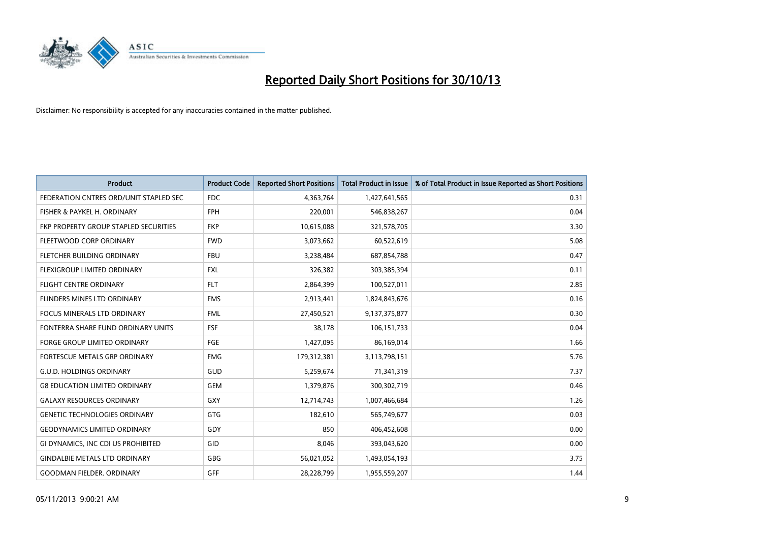# Reported Daily Short Positions for 30/10/13

Disclaimer: No responsibility is accepted for any inaccuracies contained in the matter published.

| Product | Product Code | Reported Short Positions | Total Product in Issue | % of Total Product in Issue Reported as Short Positions |
|---|---|---|---|---|
| FEDERATION CNTRES ORD/UNIT STAPLED SEC | FDC | 4,363,764 | 1,427,641,565 | 0.31 |
| FISHER & PAYKEL H. ORDINARY | FPH | 220,001 | 546,838,267 | 0.04 |
| FKP PROPERTY GROUP STAPLED SECURITIES | FKP | 10,615,088 | 321,578,705 | 3.30 |
| FLEETWOOD CORP ORDINARY | FWD | 3,073,662 | 60,522,619 | 5.08 |
| FLETCHER BUILDING ORDINARY | FBU | 3,238,484 | 687,854,788 | 0.47 |
| FLEXIGROUP LIMITED ORDINARY | FXL | 326,382 | 303,385,394 | 0.11 |
| FLIGHT CENTRE ORDINARY | FLT | 2,864,399 | 100,527,011 | 2.85 |
| FLINDERS MINES LTD ORDINARY | FMS | 2,913,441 | 1,824,843,676 | 0.16 |
| FOCUS MINERALS LTD ORDINARY | FML | 27,450,521 | 9,137,375,877 | 0.30 |
| FONTERRA SHARE FUND ORDINARY UNITS | FSF | 38,178 | 106,151,733 | 0.04 |
| FORGE GROUP LIMITED ORDINARY | FGE | 1,427,095 | 86,169,014 | 1.66 |
| FORTESCUE METALS GRP ORDINARY | FMG | 179,312,381 | 3,113,798,151 | 5.76 |
| G.U.D. HOLDINGS ORDINARY | GUD | 5,259,674 | 71,341,319 | 7.37 |
| G8 EDUCATION LIMITED ORDINARY | GEM | 1,379,876 | 300,302,719 | 0.46 |
| GALAXY RESOURCES ORDINARY | GXY | 12,714,743 | 1,007,466,684 | 1.26 |
| GENETIC TECHNOLOGIES ORDINARY | GTG | 182,610 | 565,749,677 | 0.03 |
| GEODYNAMICS LIMITED ORDINARY | GDY | 850 | 406,452,608 | 0.00 |
| GI DYNAMICS, INC CDI US PROHIBITED | GID | 8,046 | 393,043,620 | 0.00 |
| GINDALBIE METALS LTD ORDINARY | GBG | 56,021,052 | 1,493,054,193 | 3.75 |
| GOODMAN FIELDER. ORDINARY | GFF | 28,228,799 | 1,955,559,207 | 1.44 |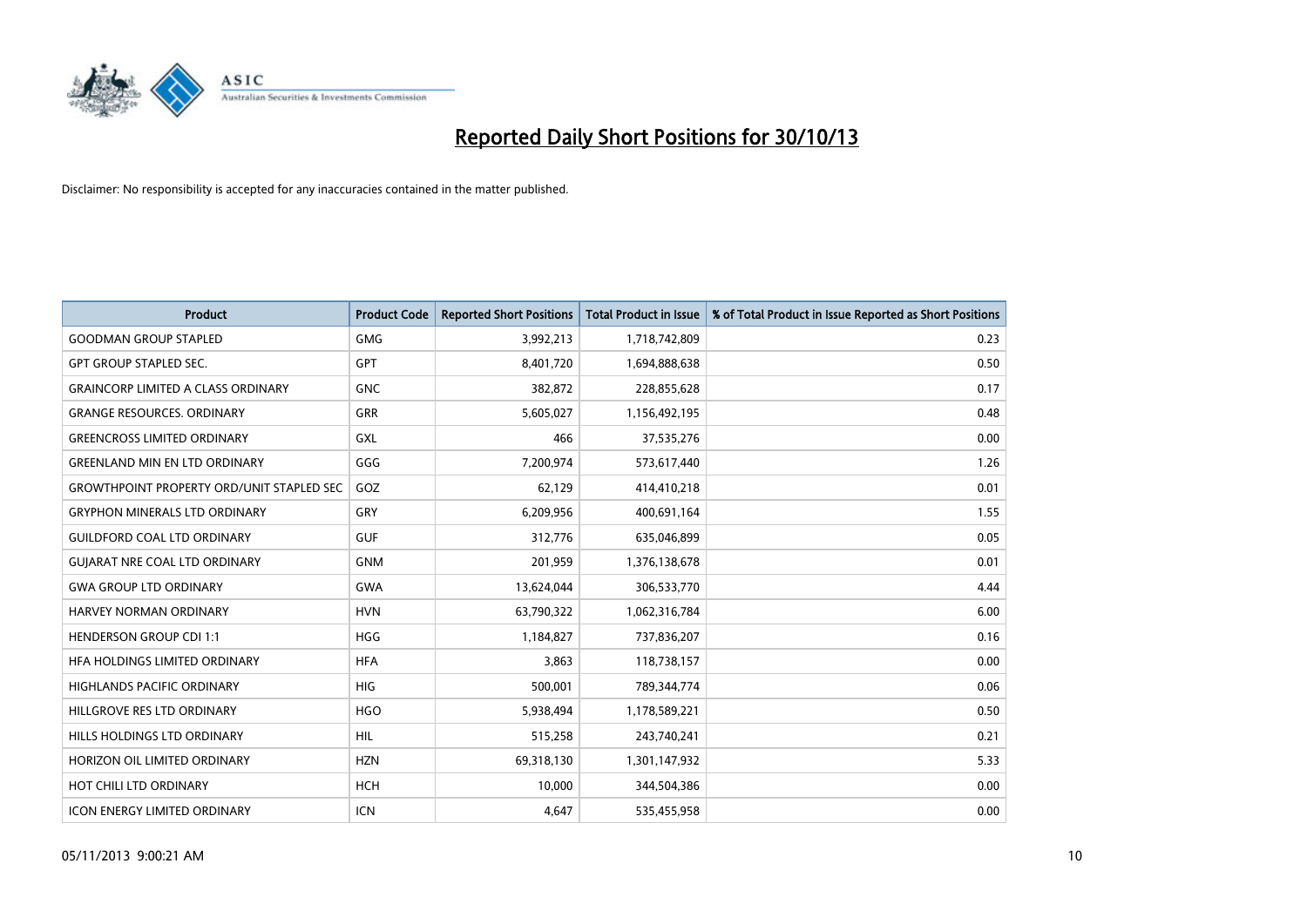# Reported Daily Short Positions for 30/10/13

Disclaimer: No responsibility is accepted for any inaccuracies contained in the matter published.

| Product | Product Code | Reported Short Positions | Total Product in Issue | % of Total Product in Issue Reported as Short Positions |
|---|---|---|---|---|
| GOODMAN GROUP STAPLED | GMG | 3,992,213 | 1,718,742,809 | 0.23 |
| GPT GROUP STAPLED SEC. | GPT | 8,401,720 | 1,694,888,638 | 0.50 |
| GRAINCORP LIMITED A CLASS ORDINARY | GNC | 382,872 | 228,855,628 | 0.17 |
| GRANGE RESOURCES. ORDINARY | GRR | 5,605,027 | 1,156,492,195 | 0.48 |
| GREENCROSS LIMITED ORDINARY | GXL | 466 | 37,535,276 | 0.00 |
| GREENLAND MIN EN LTD ORDINARY | GGG | 7,200,974 | 573,617,440 | 1.26 |
| GROWTHPOINT PROPERTY ORD/UNIT STAPLED SEC | GOZ | 62,129 | 414,410,218 | 0.01 |
| GRYPHON MINERALS LTD ORDINARY | GRY | 6,209,956 | 400,691,164 | 1.55 |
| GUILDFORD COAL LTD ORDINARY | GUF | 312,776 | 635,046,899 | 0.05 |
| GUJARAT NRE COAL LTD ORDINARY | GNM | 201,959 | 1,376,138,678 | 0.01 |
| GWA GROUP LTD ORDINARY | GWA | 13,624,044 | 306,533,770 | 4.44 |
| HARVEY NORMAN ORDINARY | HVN | 63,790,322 | 1,062,316,784 | 6.00 |
| HENDERSON GROUP CDI 1:1 | HGG | 1,184,827 | 737,836,207 | 0.16 |
| HFA HOLDINGS LIMITED ORDINARY | HFA | 3,863 | 118,738,157 | 0.00 |
| HIGHLANDS PACIFIC ORDINARY | HIG | 500,001 | 789,344,774 | 0.06 |
| HILLGROVE RES LTD ORDINARY | HGO | 5,938,494 | 1,178,589,221 | 0.50 |
| HILLS HOLDINGS LTD ORDINARY | HIL | 515,258 | 243,740,241 | 0.21 |
| HORIZON OIL LIMITED ORDINARY | HZN | 69,318,130 | 1,301,147,932 | 5.33 |
| HOT CHILI LTD ORDINARY | HCH | 10,000 | 344,504,386 | 0.00 |
| ICON ENERGY LIMITED ORDINARY | ICN | 4,647 | 535,455,958 | 0.00 |

05/11/2013 9:00:21 AM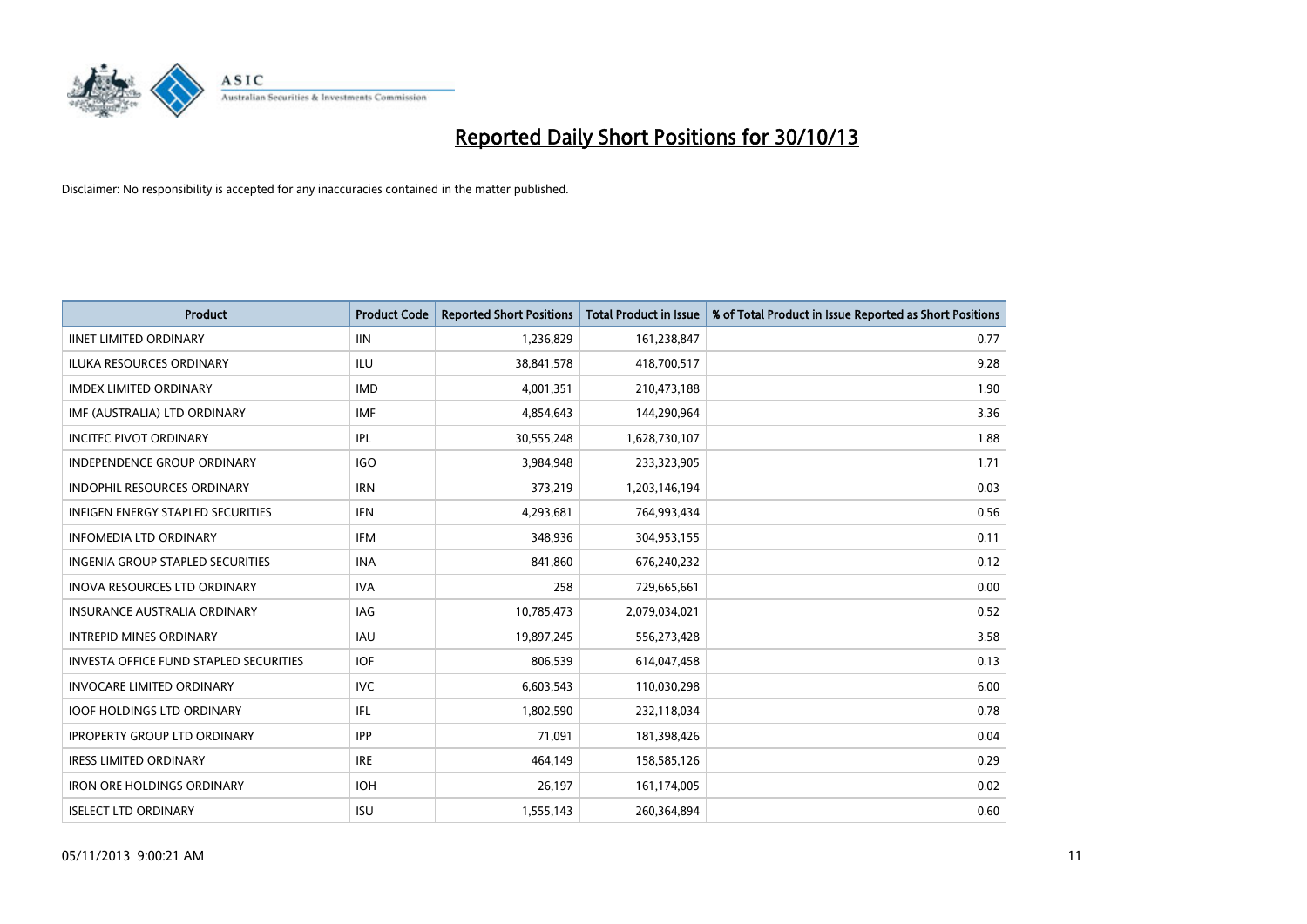# Reported Daily Short Positions for 30/10/13

Disclaimer: No responsibility is accepted for any inaccuracies contained in the matter published.

| Product | Product Code | Reported Short Positions | Total Product in Issue | % of Total Product in Issue Reported as Short Positions |
|---|---|---|---|---|
| IINET LIMITED ORDINARY | IIN | 1,236,829 | 161,238,847 | 0.77 |
| ILUKA RESOURCES ORDINARY | ILU | 38,841,578 | 418,700,517 | 9.28 |
| IMDEX LIMITED ORDINARY | IMD | 4,001,351 | 210,473,188 | 1.90 |
| IMF (AUSTRALIA) LTD ORDINARY | IMF | 4,854,643 | 144,290,964 | 3.36 |
| INCITEC PIVOT ORDINARY | IPL | 30,555,248 | 1,628,730,107 | 1.88 |
| INDEPENDENCE GROUP ORDINARY | IGO | 3,984,948 | 233,323,905 | 1.71 |
| INDOPHIL RESOURCES ORDINARY | IRN | 373,219 | 1,203,146,194 | 0.03 |
| INFIGEN ENERGY STAPLED SECURITIES | IFN | 4,293,681 | 764,993,434 | 0.56 |
| INFOMEDIA LTD ORDINARY | IFM | 348,936 | 304,953,155 | 0.11 |
| INGENIA GROUP STAPLED SECURITIES | INA | 841,860 | 676,240,232 | 0.12 |
| INOVA RESOURCES LTD ORDINARY | IVA | 258 | 729,665,661 | 0.00 |
| INSURANCE AUSTRALIA ORDINARY | IAG | 10,785,473 | 2,079,034,021 | 0.52 |
| INTREPID MINES ORDINARY | IAU | 19,897,245 | 556,273,428 | 3.58 |
| INVESTA OFFICE FUND STAPLED SECURITIES | IOF | 806,539 | 614,047,458 | 0.13 |
| INVOCARE LIMITED ORDINARY | IVC | 6,603,543 | 110,030,298 | 6.00 |
| IOOF HOLDINGS LTD ORDINARY | IFL | 1,802,590 | 232,118,034 | 0.78 |
| IPROPERTY GROUP LTD ORDINARY | IPP | 71,091 | 181,398,426 | 0.04 |
| IRESS LIMITED ORDINARY | IRE | 464,149 | 158,585,126 | 0.29 |
| IRON ORE HOLDINGS ORDINARY | IOH | 26,197 | 161,174,005 | 0.02 |
| ISELECT LTD ORDINARY | ISU | 1,555,143 | 260,364,894 | 0.60 |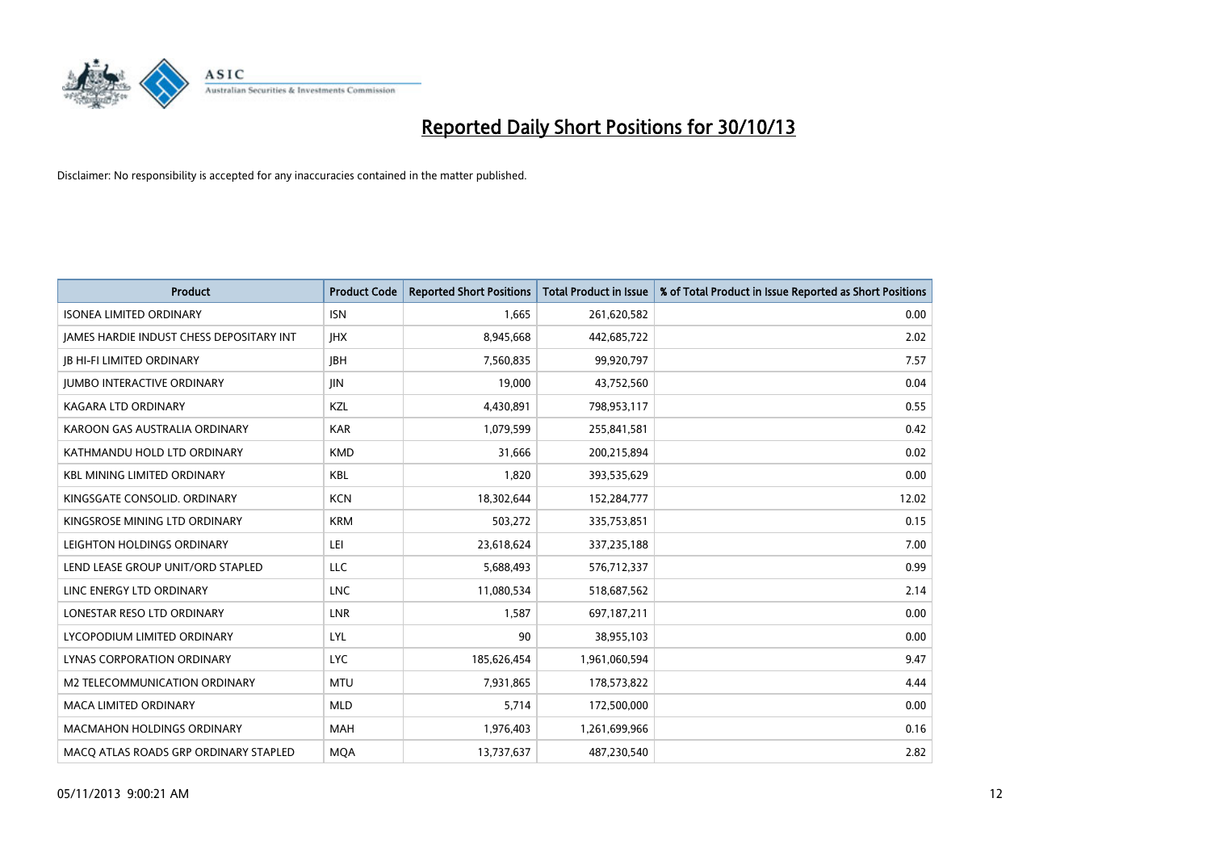# Reported Daily Short Positions for 30/10/13

Disclaimer: No responsibility is accepted for any inaccuracies contained in the matter published.

| Product | Product Code | Reported Short Positions | Total Product in Issue | % of Total Product in Issue Reported as Short Positions |
|---|---|---|---|---|
| ISONEA LIMITED ORDINARY | ISN | 1,665 | 261,620,582 | 0.00 |
| JAMES HARDIE INDUST CHESS DEPOSITARY INT | JHX | 8,945,668 | 442,685,722 | 2.02 |
| JB HI-FI LIMITED ORDINARY | JBH | 7,560,835 | 99,920,797 | 7.57 |
| JUMBO INTERACTIVE ORDINARY | JIN | 19,000 | 43,752,560 | 0.04 |
| KAGARA LTD ORDINARY | KZL | 4,430,891 | 798,953,117 | 0.55 |
| KAROON GAS AUSTRALIA ORDINARY | KAR | 1,079,599 | 255,841,581 | 0.42 |
| KATHMANDU HOLD LTD ORDINARY | KMD | 31,666 | 200,215,894 | 0.02 |
| KBL MINING LIMITED ORDINARY | KBL | 1,820 | 393,535,629 | 0.00 |
| KINGSGATE CONSOLID. ORDINARY | KCN | 18,302,644 | 152,284,777 | 12.02 |
| KINGSROSE MINING LTD ORDINARY | KRM | 503,272 | 335,753,851 | 0.15 |
| LEIGHTON HOLDINGS ORDINARY | LEI | 23,618,624 | 337,235,188 | 7.00 |
| LEND LEASE GROUP UNIT/ORD STAPLED | LLC | 5,688,493 | 576,712,337 | 0.99 |
| LINC ENERGY LTD ORDINARY | LNC | 11,080,534 | 518,687,562 | 2.14 |
| LONESTAR RESO LTD ORDINARY | LNR | 1,587 | 697,187,211 | 0.00 |
| LYCOPODIUM LIMITED ORDINARY | LYL | 90 | 38,955,103 | 0.00 |
| LYNAS CORPORATION ORDINARY | LYC | 185,626,454 | 1,961,060,594 | 9.47 |
| M2 TELECOMMUNICATION ORDINARY | MTU | 7,931,865 | 178,573,822 | 4.44 |
| MACA LIMITED ORDINARY | MLD | 5,714 | 172,500,000 | 0.00 |
| MACMAHON HOLDINGS ORDINARY | MAH | 1,976,403 | 1,261,699,966 | 0.16 |
| MACQ ATLAS ROADS GRP ORDINARY STAPLED | MQA | 13,737,637 | 487,230,540 | 2.82 |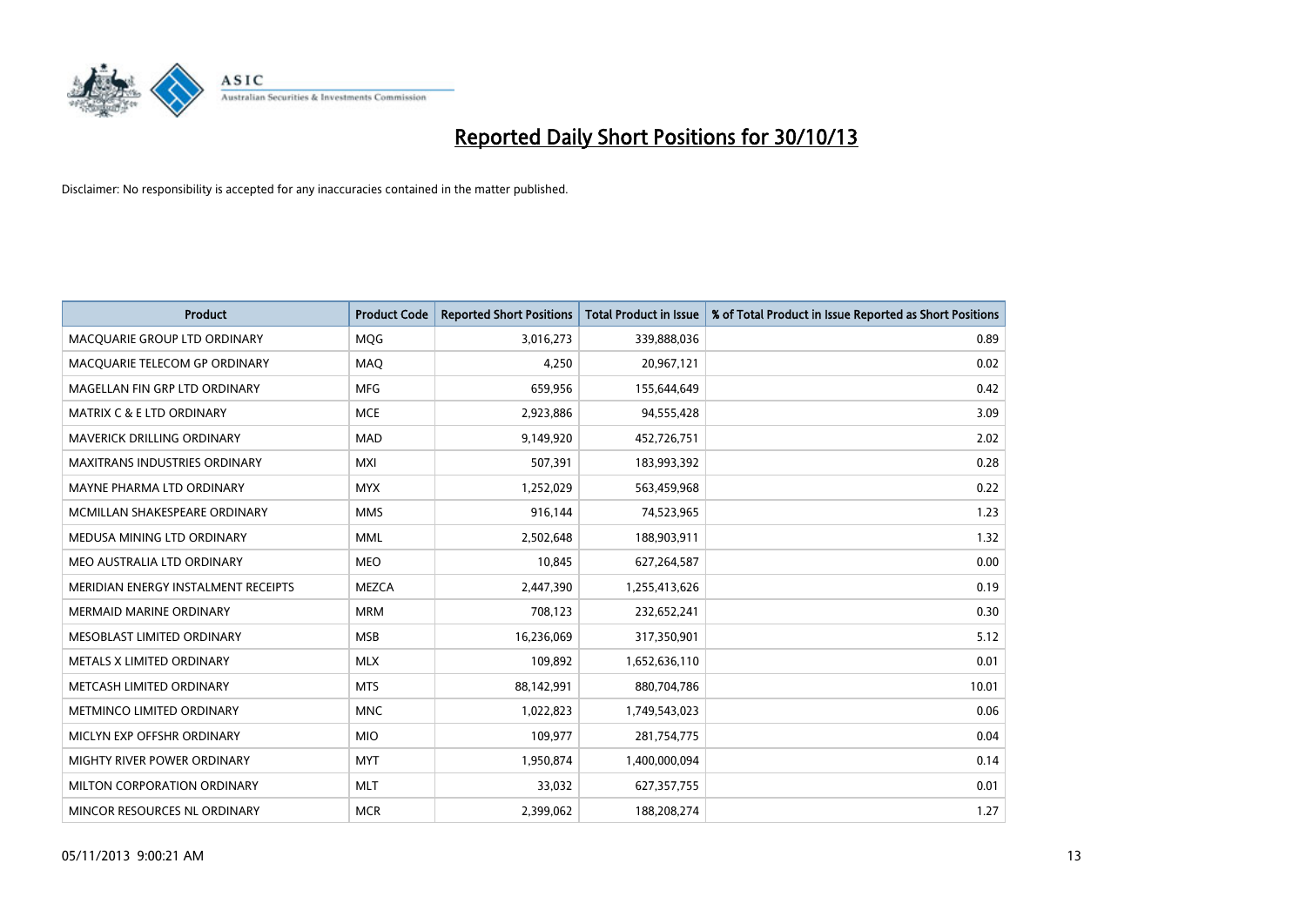# Reported Daily Short Positions for 30/10/13

Disclaimer: No responsibility is accepted for any inaccuracies contained in the matter published.

| Product | Product Code | Reported Short Positions | Total Product in Issue | % of Total Product in Issue Reported as Short Positions |
|---|---|---|---|---|
| MACQUARIE GROUP LTD ORDINARY | MQG | 3,016,273 | 339,888,036 | 0.89 |
| MACQUARIE TELECOM GP ORDINARY | MAQ | 4,250 | 20,967,121 | 0.02 |
| MAGELLAN FIN GRP LTD ORDINARY | MFG | 659,956 | 155,644,649 | 0.42 |
| MATRIX C & E LTD ORDINARY | MCE | 2,923,886 | 94,555,428 | 3.09 |
| MAVERICK DRILLING ORDINARY | MAD | 9,149,920 | 452,726,751 | 2.02 |
| MAXITRANS INDUSTRIES ORDINARY | MXI | 507,391 | 183,993,392 | 0.28 |
| MAYNE PHARMA LTD ORDINARY | MYX | 1,252,029 | 563,459,968 | 0.22 |
| MCMILLAN SHAKESPEARE ORDINARY | MMS | 916,144 | 74,523,965 | 1.23 |
| MEDUSA MINING LTD ORDINARY | MML | 2,502,648 | 188,903,911 | 1.32 |
| MEO AUSTRALIA LTD ORDINARY | MEO | 10,845 | 627,264,587 | 0.00 |
| MERIDIAN ENERGY INSTALMENT RECEIPTS | MEZCA | 2,447,390 | 1,255,413,626 | 0.19 |
| MERMAID MARINE ORDINARY | MRM | 708,123 | 232,652,241 | 0.30 |
| MESOBLAST LIMITED ORDINARY | MSB | 16,236,069 | 317,350,901 | 5.12 |
| METALS X LIMITED ORDINARY | MLX | 109,892 | 1,652,636,110 | 0.01 |
| METCASH LIMITED ORDINARY | MTS | 88,142,991 | 880,704,786 | 10.01 |
| METMINCO LIMITED ORDINARY | MNC | 1,022,823 | 1,749,543,023 | 0.06 |
| MICLYN EXP OFFSHR ORDINARY | MIO | 109,977 | 281,754,775 | 0.04 |
| MIGHTY RIVER POWER ORDINARY | MYT | 1,950,874 | 1,400,000,094 | 0.14 |
| MILTON CORPORATION ORDINARY | MLT | 33,032 | 627,357,755 | 0.01 |
| MINCOR RESOURCES NL ORDINARY | MCR | 2,399,062 | 188,208,274 | 1.27 |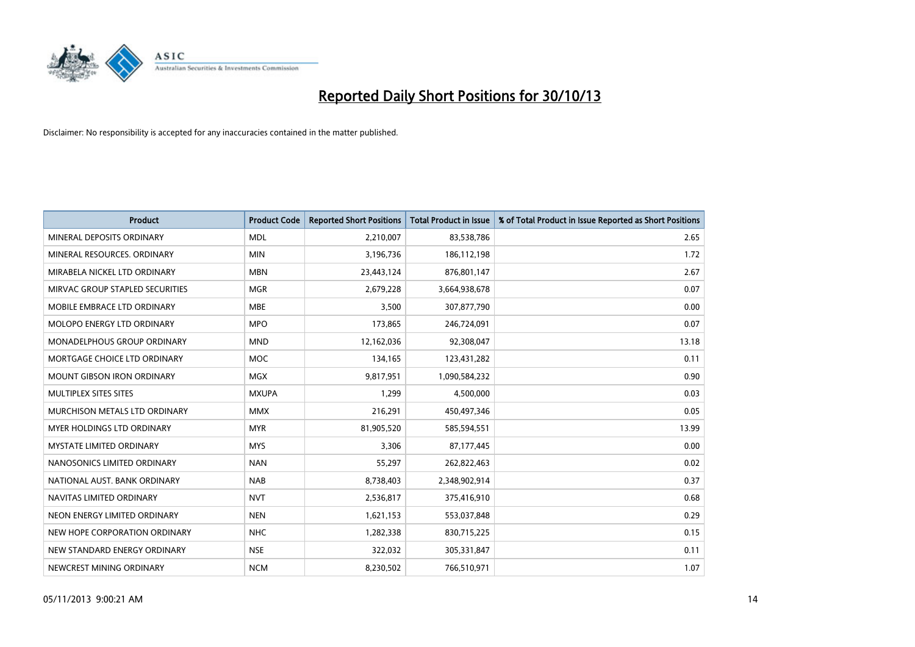# Reported Daily Short Positions for 30/10/13

Disclaimer: No responsibility is accepted for any inaccuracies contained in the matter published.

| Product | Product Code | Reported Short Positions | Total Product in Issue | % of Total Product in Issue Reported as Short Positions |
|---|---|---|---|---|
| MINERAL DEPOSITS ORDINARY | MDL | 2,210,007 | 83,538,786 | 2.65 |
| MINERAL RESOURCES. ORDINARY | MIN | 3,196,736 | 186,112,198 | 1.72 |
| MIRABELA NICKEL LTD ORDINARY | MBN | 23,443,124 | 876,801,147 | 2.67 |
| MIRVAC GROUP STAPLED SECURITIES | MGR | 2,679,228 | 3,664,938,678 | 0.07 |
| MOBILE EMBRACE LTD ORDINARY | MBE | 3,500 | 307,877,790 | 0.00 |
| MOLOPO ENERGY LTD ORDINARY | MPO | 173,865 | 246,724,091 | 0.07 |
| MONADELPHOUS GROUP ORDINARY | MND | 12,162,036 | 92,308,047 | 13.18 |
| MORTGAGE CHOICE LTD ORDINARY | MOC | 134,165 | 123,431,282 | 0.11 |
| MOUNT GIBSON IRON ORDINARY | MGX | 9,817,951 | 1,090,584,232 | 0.90 |
| MULTIPLEX SITES SITES | MXUPA | 1,299 | 4,500,000 | 0.03 |
| MURCHISON METALS LTD ORDINARY | MMX | 216,291 | 450,497,346 | 0.05 |
| MYER HOLDINGS LTD ORDINARY | MYR | 81,905,520 | 585,594,551 | 13.99 |
| MYSTATE LIMITED ORDINARY | MYS | 3,306 | 87,177,445 | 0.00 |
| NANOSONICS LIMITED ORDINARY | NAN | 55,297 | 262,822,463 | 0.02 |
| NATIONAL AUST. BANK ORDINARY | NAB | 8,738,403 | 2,348,902,914 | 0.37 |
| NAVITAS LIMITED ORDINARY | NVT | 2,536,817 | 375,416,910 | 0.68 |
| NEON ENERGY LIMITED ORDINARY | NEN | 1,621,153 | 553,037,848 | 0.29 |
| NEW HOPE CORPORATION ORDINARY | NHC | 1,282,338 | 830,715,225 | 0.15 |
| NEW STANDARD ENERGY ORDINARY | NSE | 322,032 | 305,331,847 | 0.11 |
| NEWCREST MINING ORDINARY | NCM | 8,230,502 | 766,510,971 | 1.07 |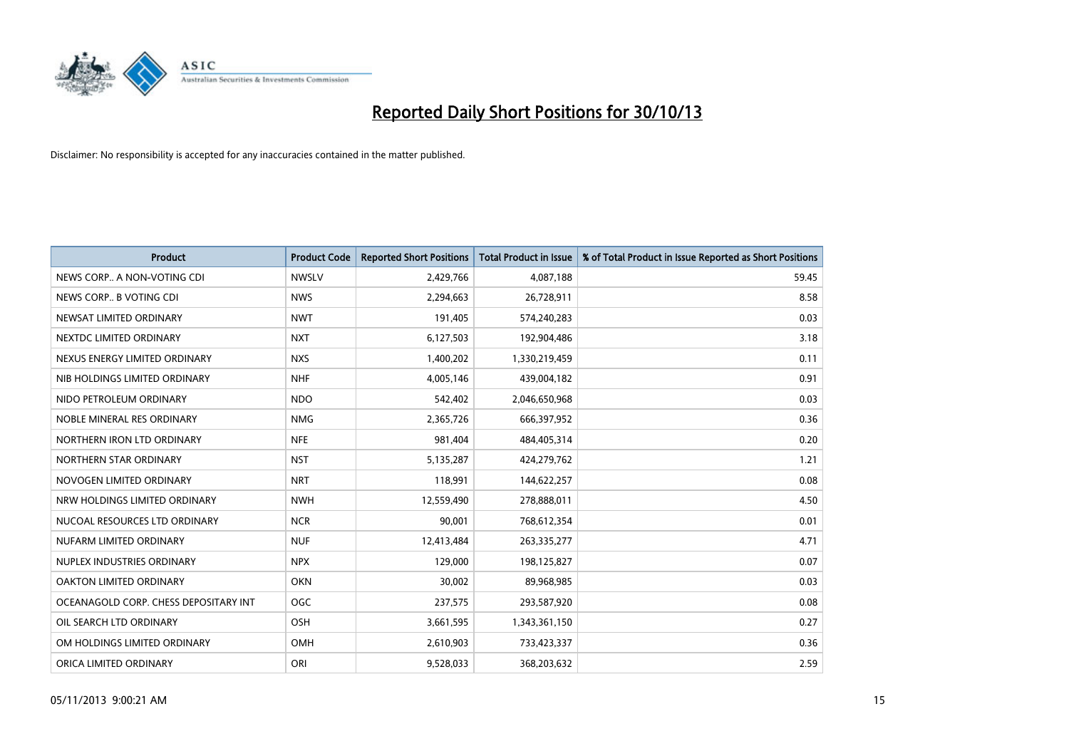# Reported Daily Short Positions for 30/10/13

Disclaimer: No responsibility is accepted for any inaccuracies contained in the matter published.

| Product | Product Code | Reported Short Positions | Total Product in Issue | % of Total Product in Issue Reported as Short Positions |
|---|---|---|---|---|
| NEWS CORP.. A NON-VOTING CDI | NWSLV | 2,429,766 | 4,087,188 | 59.45 |
| NEWS CORP.. B VOTING CDI | NWS | 2,294,663 | 26,728,911 | 8.58 |
| NEWSAT LIMITED ORDINARY | NWT | 191,405 | 574,240,283 | 0.03 |
| NEXTDC LIMITED ORDINARY | NXT | 6,127,503 | 192,904,486 | 3.18 |
| NEXUS ENERGY LIMITED ORDINARY | NXS | 1,400,202 | 1,330,219,459 | 0.11 |
| NIB HOLDINGS LIMITED ORDINARY | NHF | 4,005,146 | 439,004,182 | 0.91 |
| NIDO PETROLEUM ORDINARY | NDO | 542,402 | 2,046,650,968 | 0.03 |
| NOBLE MINERAL RES ORDINARY | NMG | 2,365,726 | 666,397,952 | 0.36 |
| NORTHERN IRON LTD ORDINARY | NFE | 981,404 | 484,405,314 | 0.20 |
| NORTHERN STAR ORDINARY | NST | 5,135,287 | 424,279,762 | 1.21 |
| NOVOGEN LIMITED ORDINARY | NRT | 118,991 | 144,622,257 | 0.08 |
| NRW HOLDINGS LIMITED ORDINARY | NWH | 12,559,490 | 278,888,011 | 4.50 |
| NUCOAL RESOURCES LTD ORDINARY | NCR | 90,001 | 768,612,354 | 0.01 |
| NUFARM LIMITED ORDINARY | NUF | 12,413,484 | 263,335,277 | 4.71 |
| NUPLEX INDUSTRIES ORDINARY | NPX | 129,000 | 198,125,827 | 0.07 |
| OAKTON LIMITED ORDINARY | OKN | 30,002 | 89,968,985 | 0.03 |
| OCEANAGOLD CORP. CHESS DEPOSITARY INT | OGC | 237,575 | 293,587,920 | 0.08 |
| OIL SEARCH LTD ORDINARY | OSH | 3,661,595 | 1,343,361,150 | 0.27 |
| OM HOLDINGS LIMITED ORDINARY | OMH | 2,610,903 | 733,423,337 | 0.36 |
| ORICA LIMITED ORDINARY | ORI | 9,528,033 | 368,203,632 | 2.59 |

05/11/2013 9:00:21 AM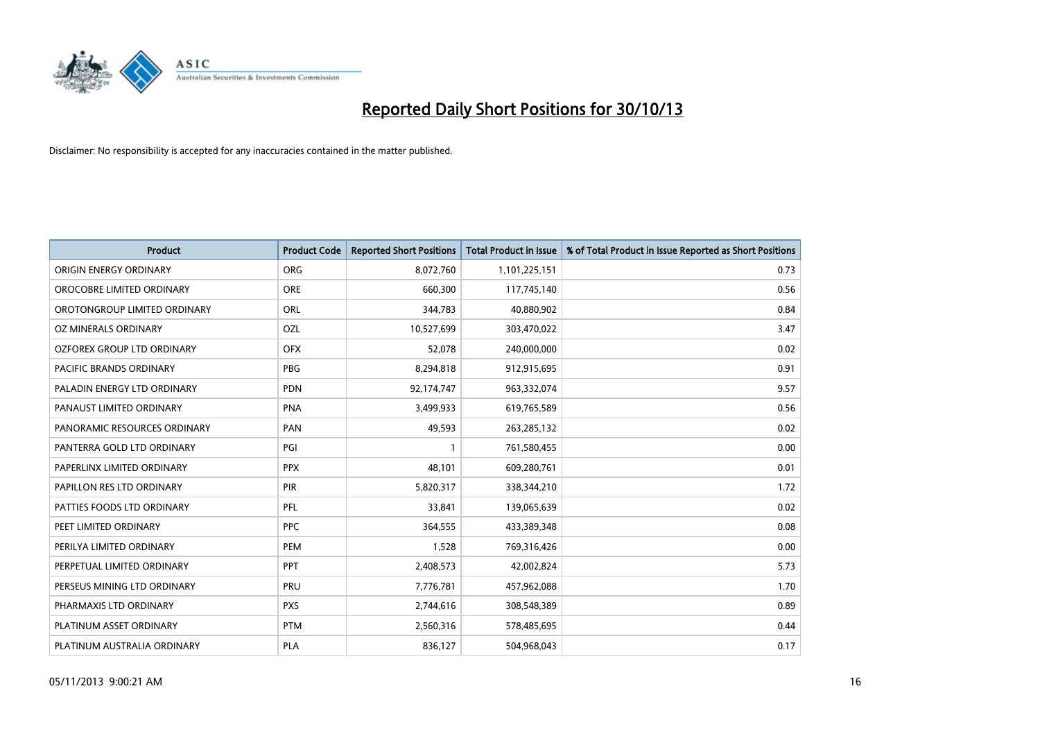# Reported Daily Short Positions for 30/10/13

Disclaimer: No responsibility is accepted for any inaccuracies contained in the matter published.

| Product | Product Code | Reported Short Positions | Total Product in Issue | % of Total Product in Issue Reported as Short Positions |
| --- | --- | --- | --- | --- |
| ORIGIN ENERGY ORDINARY | ORG | 8,072,760 | 1,101,225,151 | 0.73 |
| OROCOBRE LIMITED ORDINARY | ORE | 660,300 | 117,745,140 | 0.56 |
| OROTONGROUP LIMITED ORDINARY | ORL | 344,783 | 40,880,902 | 0.84 |
| OZ MINERALS ORDINARY | OZL | 10,527,699 | 303,470,022 | 3.47 |
| OZFOREX GROUP LTD ORDINARY | OFX | 52,078 | 240,000,000 | 0.02 |
| PACIFIC BRANDS ORDINARY | PBG | 8,294,818 | 912,915,695 | 0.91 |
| PALADIN ENERGY LTD ORDINARY | PDN | 92,174,747 | 963,332,074 | 9.57 |
| PANAUST LIMITED ORDINARY | PNA | 3,499,933 | 619,765,589 | 0.56 |
| PANORAMIC RESOURCES ORDINARY | PAN | 49,593 | 263,285,132 | 0.02 |
| PANTERRA GOLD LTD ORDINARY | PGI | 1 | 761,580,455 | 0.00 |
| PAPERLINX LIMITED ORDINARY | PPX | 48,101 | 609,280,761 | 0.01 |
| PAPILLON RES LTD ORDINARY | PIR | 5,820,317 | 338,344,210 | 1.72 |
| PATTIES FOODS LTD ORDINARY | PFL | 33,841 | 139,065,639 | 0.02 |
| PEET LIMITED ORDINARY | PPC | 364,555 | 433,389,348 | 0.08 |
| PERILYA LIMITED ORDINARY | PEM | 1,528 | 769,316,426 | 0.00 |
| PERPETUAL LIMITED ORDINARY | PPT | 2,408,573 | 42,002,824 | 5.73 |
| PERSEUS MINING LTD ORDINARY | PRU | 7,776,781 | 457,962,088 | 1.70 |
| PHARMAXIS LTD ORDINARY | PXS | 2,744,616 | 308,548,389 | 0.89 |
| PLATINUM ASSET ORDINARY | PTM | 2,560,316 | 578,485,695 | 0.44 |
| PLATINUM AUSTRALIA ORDINARY | PLA | 836,127 | 504,968,043 | 0.17 |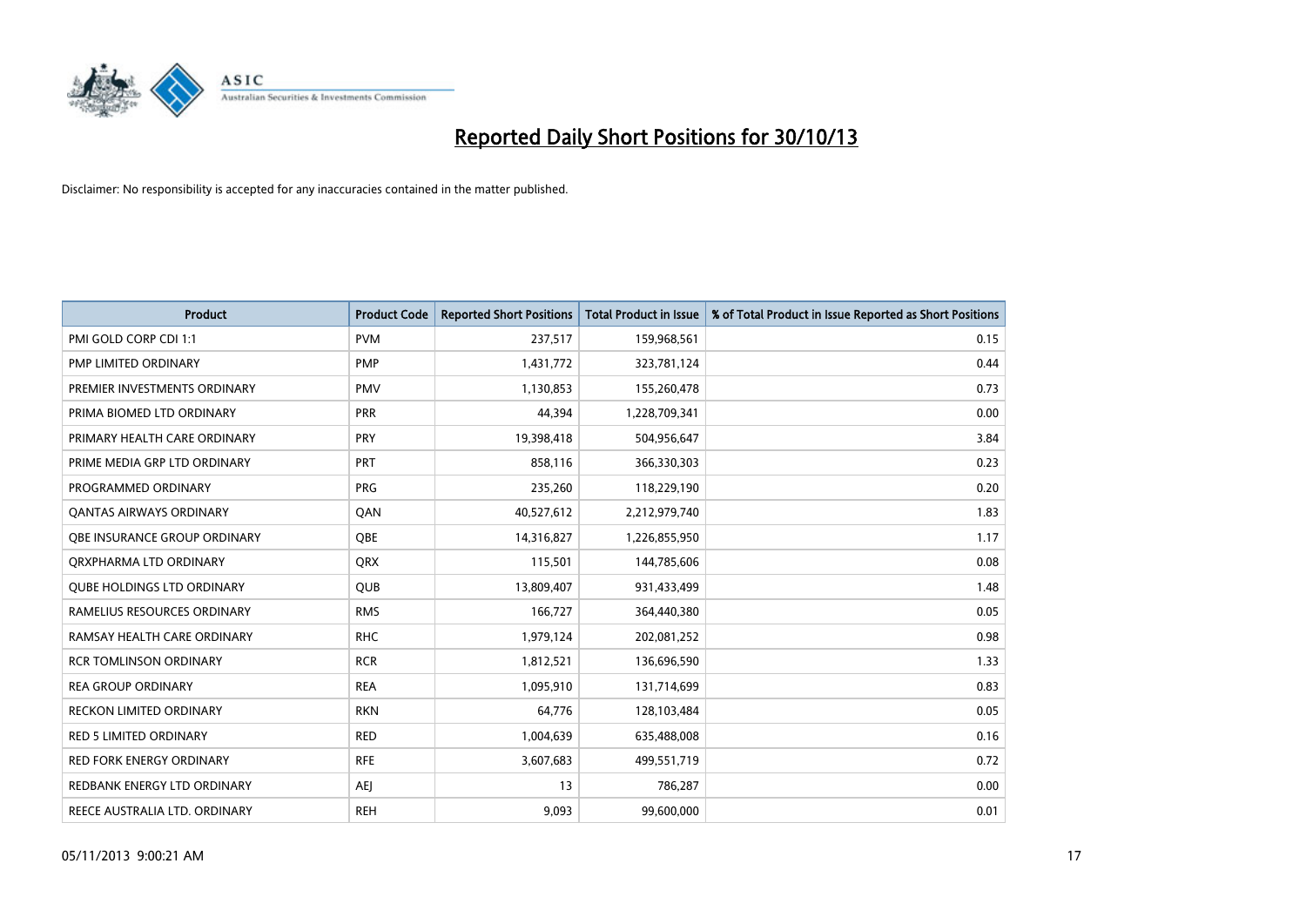# Reported Daily Short Positions for 30/10/13

Disclaimer: No responsibility is accepted for any inaccuracies contained in the matter published.

| Product | Product Code | Reported Short Positions | Total Product in Issue | % of Total Product in Issue Reported as Short Positions |
|---|---|---|---|---|
| PMI GOLD CORP CDI 1:1 | PVM | 237,517 | 159,968,561 | 0.15 |
| PMP LIMITED ORDINARY | PMP | 1,431,772 | 323,781,124 | 0.44 |
| PREMIER INVESTMENTS ORDINARY | PMV | 1,130,853 | 155,260,478 | 0.73 |
| PRIMA BIOMED LTD ORDINARY | PRR | 44,394 | 1,228,709,341 | 0.00 |
| PRIMARY HEALTH CARE ORDINARY | PRY | 19,398,418 | 504,956,647 | 3.84 |
| PRIME MEDIA GRP LTD ORDINARY | PRT | 858,116 | 366,330,303 | 0.23 |
| PROGRAMMED ORDINARY | PRG | 235,260 | 118,229,190 | 0.20 |
| QANTAS AIRWAYS ORDINARY | QAN | 40,527,612 | 2,212,979,740 | 1.83 |
| QBE INSURANCE GROUP ORDINARY | QBE | 14,316,827 | 1,226,855,950 | 1.17 |
| QRXPHARMA LTD ORDINARY | QRX | 115,501 | 144,785,606 | 0.08 |
| QUBE HOLDINGS LTD ORDINARY | QUB | 13,809,407 | 931,433,499 | 1.48 |
| RAMELIUS RESOURCES ORDINARY | RMS | 166,727 | 364,440,380 | 0.05 |
| RAMSAY HEALTH CARE ORDINARY | RHC | 1,979,124 | 202,081,252 | 0.98 |
| RCR TOMLINSON ORDINARY | RCR | 1,812,521 | 136,696,590 | 1.33 |
| REA GROUP ORDINARY | REA | 1,095,910 | 131,714,699 | 0.83 |
| RECKON LIMITED ORDINARY | RKN | 64,776 | 128,103,484 | 0.05 |
| RED 5 LIMITED ORDINARY | RED | 1,004,639 | 635,488,008 | 0.16 |
| RED FORK ENERGY ORDINARY | RFE | 3,607,683 | 499,551,719 | 0.72 |
| REDBANK ENERGY LTD ORDINARY | AEJ | 13 | 786,287 | 0.00 |
| REECE AUSTRALIA LTD. ORDINARY | REH | 9,093 | 99,600,000 | 0.01 |

05/11/2013 9:00:21 AM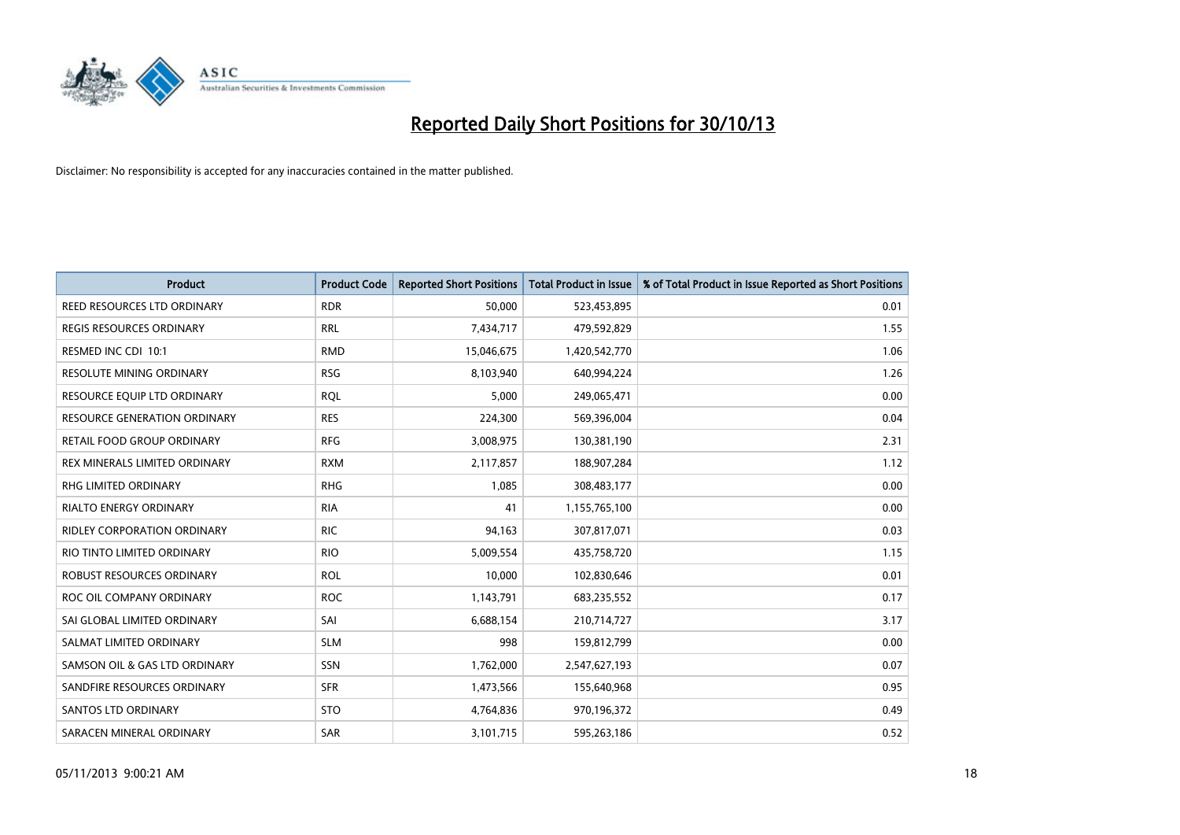# Reported Daily Short Positions for 30/10/13

Disclaimer: No responsibility is accepted for any inaccuracies contained in the matter published.

| Product | Product Code | Reported Short Positions | Total Product in Issue | % of Total Product in Issue Reported as Short Positions |
|---|---|---|---|---|
| REED RESOURCES LTD ORDINARY | RDR | 50,000 | 523,453,895 | 0.01 |
| REGIS RESOURCES ORDINARY | RRL | 7,434,717 | 479,592,829 | 1.55 |
| RESMED INC CDI 10:1 | RMD | 15,046,675 | 1,420,542,770 | 1.06 |
| RESOLUTE MINING ORDINARY | RSG | 8,103,940 | 640,994,224 | 1.26 |
| RESOURCE EQUIP LTD ORDINARY | RQL | 5,000 | 249,065,471 | 0.00 |
| RESOURCE GENERATION ORDINARY | RES | 224,300 | 569,396,004 | 0.04 |
| RETAIL FOOD GROUP ORDINARY | RFG | 3,008,975 | 130,381,190 | 2.31 |
| REX MINERALS LIMITED ORDINARY | RXM | 2,117,857 | 188,907,284 | 1.12 |
| RHG LIMITED ORDINARY | RHG | 1,085 | 308,483,177 | 0.00 |
| RIALTO ENERGY ORDINARY | RIA | 41 | 1,155,765,100 | 0.00 |
| RIDLEY CORPORATION ORDINARY | RIC | 94,163 | 307,817,071 | 0.03 |
| RIO TINTO LIMITED ORDINARY | RIO | 5,009,554 | 435,758,720 | 1.15 |
| ROBUST RESOURCES ORDINARY | ROL | 10,000 | 102,830,646 | 0.01 |
| ROC OIL COMPANY ORDINARY | ROC | 1,143,791 | 683,235,552 | 0.17 |
| SAI GLOBAL LIMITED ORDINARY | SAI | 6,688,154 | 210,714,727 | 3.17 |
| SALMAT LIMITED ORDINARY | SLM | 998 | 159,812,799 | 0.00 |
| SAMSON OIL & GAS LTD ORDINARY | SSN | 1,762,000 | 2,547,627,193 | 0.07 |
| SANDFIRE RESOURCES ORDINARY | SFR | 1,473,566 | 155,640,968 | 0.95 |
| SANTOS LTD ORDINARY | STO | 4,764,836 | 970,196,372 | 0.49 |
| SARACEN MINERAL ORDINARY | SAR | 3,101,715 | 595,263,186 | 0.52 |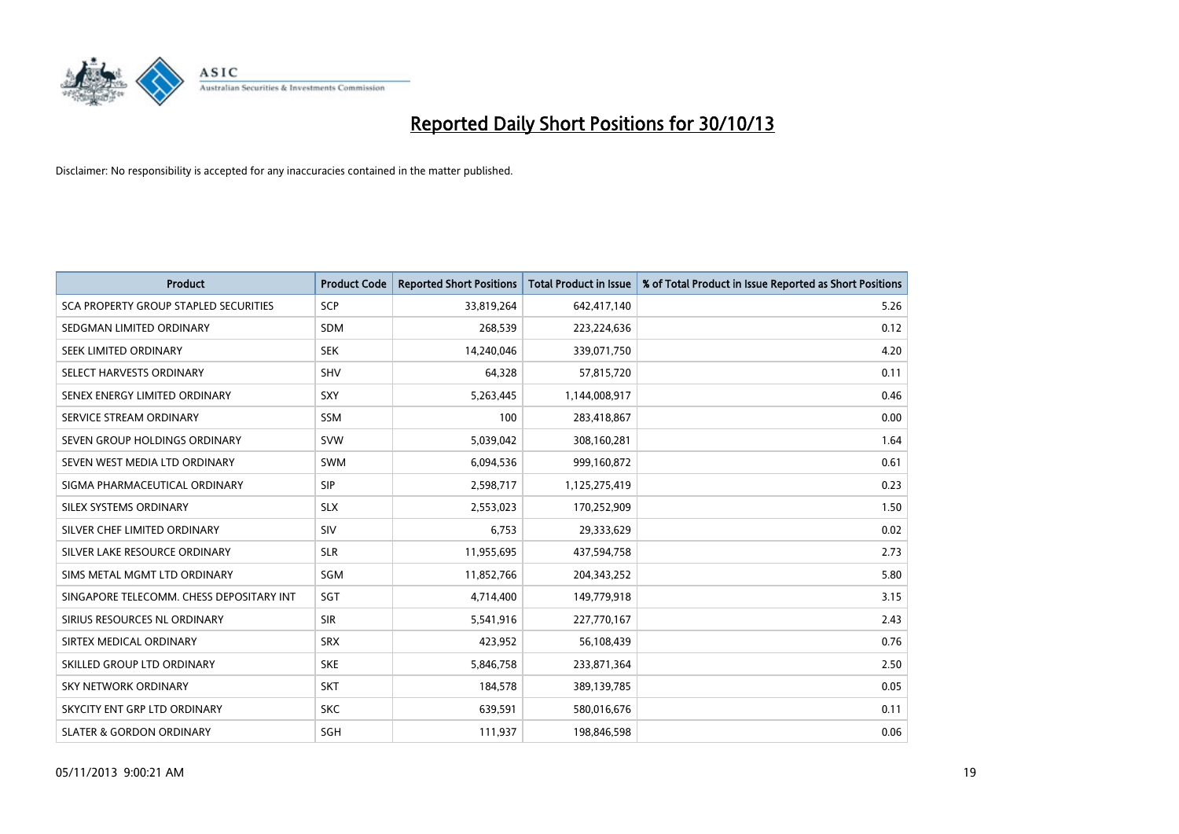# Reported Daily Short Positions for 30/10/13

Disclaimer: No responsibility is accepted for any inaccuracies contained in the matter published.

| Product | Product Code | Reported Short Positions | Total Product in Issue | % of Total Product in Issue Reported as Short Positions |
|---|---|---|---|---|
| SCA PROPERTY GROUP STAPLED SECURITIES | SCP | 33,819,264 | 642,417,140 | 5.26 |
| SEDGMAN LIMITED ORDINARY | SDM | 268,539 | 223,224,636 | 0.12 |
| SEEK LIMITED ORDINARY | SEK | 14,240,046 | 339,071,750 | 4.20 |
| SELECT HARVESTS ORDINARY | SHV | 64,328 | 57,815,720 | 0.11 |
| SENEX ENERGY LIMITED ORDINARY | SXY | 5,263,445 | 1,144,008,917 | 0.46 |
| SERVICE STREAM ORDINARY | SSM | 100 | 283,418,867 | 0.00 |
| SEVEN GROUP HOLDINGS ORDINARY | SVW | 5,039,042 | 308,160,281 | 1.64 |
| SEVEN WEST MEDIA LTD ORDINARY | SWM | 6,094,536 | 999,160,872 | 0.61 |
| SIGMA PHARMACEUTICAL ORDINARY | SIP | 2,598,717 | 1,125,275,419 | 0.23 |
| SILEX SYSTEMS ORDINARY | SLX | 2,553,023 | 170,252,909 | 1.50 |
| SILVER CHEF LIMITED ORDINARY | SIV | 6,753 | 29,333,629 | 0.02 |
| SILVER LAKE RESOURCE ORDINARY | SLR | 11,955,695 | 437,594,758 | 2.73 |
| SIMS METAL MGMT LTD ORDINARY | SGM | 11,852,766 | 204,343,252 | 5.80 |
| SINGAPORE TELECOMM. CHESS DEPOSITARY INT | SGT | 4,714,400 | 149,779,918 | 3.15 |
| SIRIUS RESOURCES NL ORDINARY | SIR | 5,541,916 | 227,770,167 | 2.43 |
| SIRTEX MEDICAL ORDINARY | SRX | 423,952 | 56,108,439 | 0.76 |
| SKILLED GROUP LTD ORDINARY | SKE | 5,846,758 | 233,871,364 | 2.50 |
| SKY NETWORK ORDINARY | SKT | 184,578 | 389,139,785 | 0.05 |
| SKYCITY ENT GRP LTD ORDINARY | SKC | 639,591 | 580,016,676 | 0.11 |
| SLATER & GORDON ORDINARY | SGH | 111,937 | 198,846,598 | 0.06 |

05/11/2013 9:00:21 AM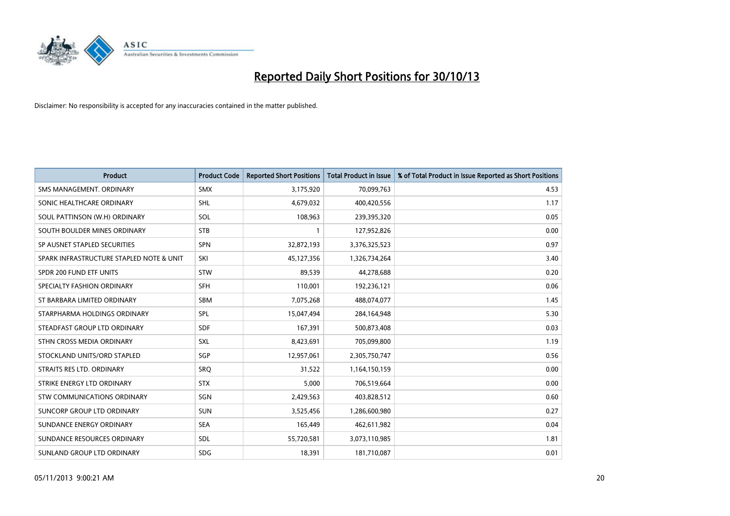# Reported Daily Short Positions for 30/10/13

Disclaimer: No responsibility is accepted for any inaccuracies contained in the matter published.

| Product | Product Code | Reported Short Positions | Total Product in Issue | % of Total Product in Issue Reported as Short Positions |
|---|---|---|---|---|
| SMS MANAGEMENT. ORDINARY | SMX | 3,175,920 | 70,099,763 | 4.53 |
| SONIC HEALTHCARE ORDINARY | SHL | 4,679,032 | 400,420,556 | 1.17 |
| SOUL PATTINSON (W.H) ORDINARY | SOL | 108,963 | 239,395,320 | 0.05 |
| SOUTH BOULDER MINES ORDINARY | STB | 1 | 127,952,826 | 0.00 |
| SP AUSNET STAPLED SECURITIES | SPN | 32,872,193 | 3,376,325,523 | 0.97 |
| SPARK INFRASTRUCTURE STAPLED NOTE & UNIT | SKI | 45,127,356 | 1,326,734,264 | 3.40 |
| SPDR 200 FUND ETF UNITS | STW | 89,539 | 44,278,688 | 0.20 |
| SPECIALTY FASHION ORDINARY | SFH | 110,001 | 192,236,121 | 0.06 |
| ST BARBARA LIMITED ORDINARY | SBM | 7,075,268 | 488,074,077 | 1.45 |
| STARPHARMA HOLDINGS ORDINARY | SPL | 15,047,494 | 284,164,948 | 5.30 |
| STEADFAST GROUP LTD ORDINARY | SDF | 167,391 | 500,873,408 | 0.03 |
| STHN CROSS MEDIA ORDINARY | SXL | 8,423,691 | 705,099,800 | 1.19 |
| STOCKLAND UNITS/ORD STAPLED | SGP | 12,957,061 | 2,305,750,747 | 0.56 |
| STRAITS RES LTD. ORDINARY | SRQ | 31,522 | 1,164,150,159 | 0.00 |
| STRIKE ENERGY LTD ORDINARY | STX | 5,000 | 706,519,664 | 0.00 |
| STW COMMUNICATIONS ORDINARY | SGN | 2,429,563 | 403,828,512 | 0.60 |
| SUNCORP GROUP LTD ORDINARY | SUN | 3,525,456 | 1,286,600,980 | 0.27 |
| SUNDANCE ENERGY ORDINARY | SEA | 165,449 | 462,611,982 | 0.04 |
| SUNDANCE RESOURCES ORDINARY | SDL | 55,720,581 | 3,073,110,985 | 1.81 |
| SUNLAND GROUP LTD ORDINARY | SDG | 18,391 | 181,710,087 | 0.01 |

05/11/2013 9:00:21 AM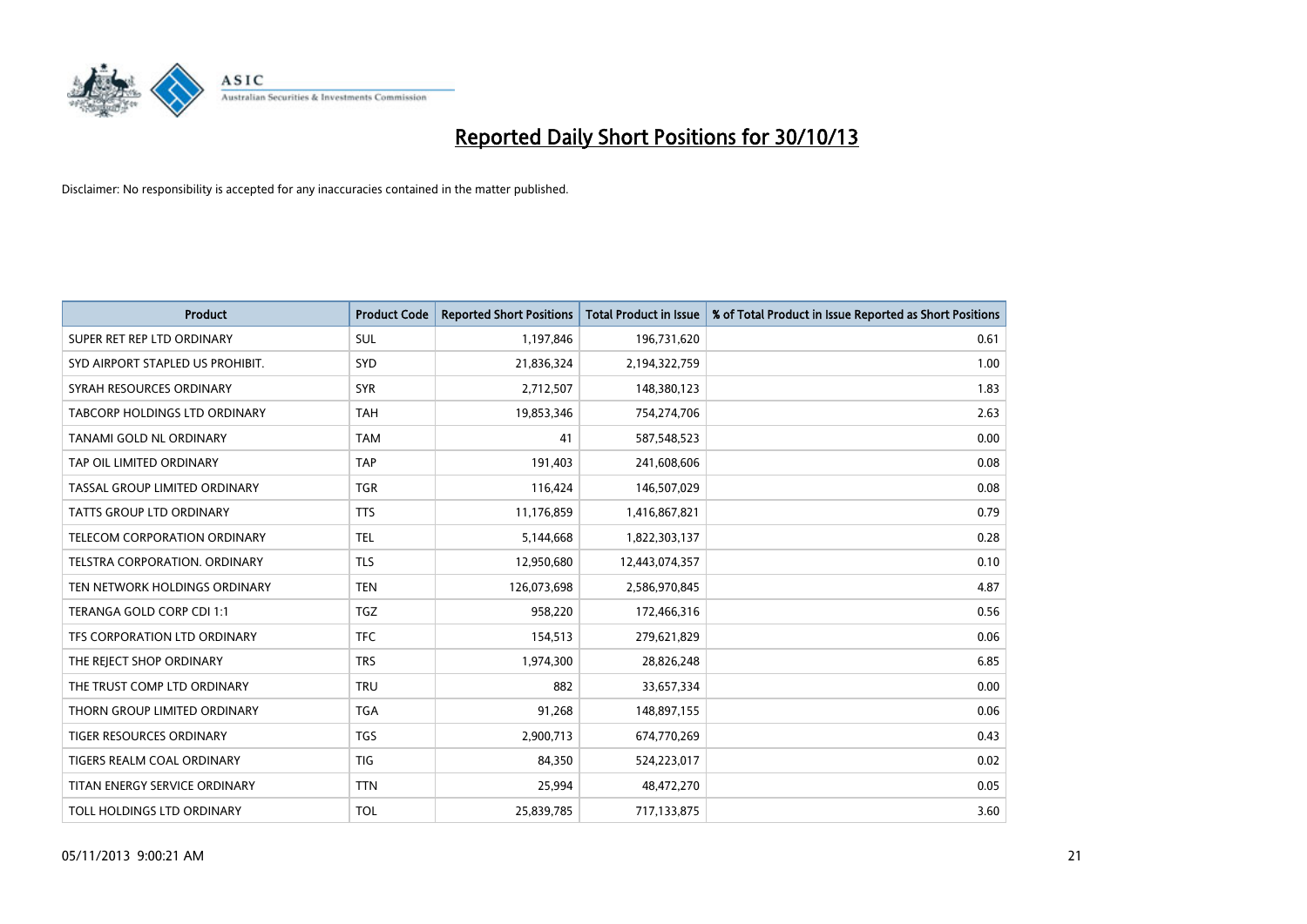# Reported Daily Short Positions for 30/10/13

Disclaimer: No responsibility is accepted for any inaccuracies contained in the matter published.

| Product | Product Code | Reported Short Positions | Total Product in Issue | % of Total Product in Issue Reported as Short Positions |
|---|---|---|---|---|
| SUPER RET REP LTD ORDINARY | SUL | 1,197,846 | 196,731,620 | 0.61 |
| SYD AIRPORT STAPLED US PROHIBIT. | SYD | 21,836,324 | 2,194,322,759 | 1.00 |
| SYRAH RESOURCES ORDINARY | SYR | 2,712,507 | 148,380,123 | 1.83 |
| TABCORP HOLDINGS LTD ORDINARY | TAH | 19,853,346 | 754,274,706 | 2.63 |
| TANAMI GOLD NL ORDINARY | TAM | 41 | 587,548,523 | 0.00 |
| TAP OIL LIMITED ORDINARY | TAP | 191,403 | 241,608,606 | 0.08 |
| TASSAL GROUP LIMITED ORDINARY | TGR | 116,424 | 146,507,029 | 0.08 |
| TATTS GROUP LTD ORDINARY | TTS | 11,176,859 | 1,416,867,821 | 0.79 |
| TELECOM CORPORATION ORDINARY | TEL | 5,144,668 | 1,822,303,137 | 0.28 |
| TELSTRA CORPORATION. ORDINARY | TLS | 12,950,680 | 12,443,074,357 | 0.10 |
| TEN NETWORK HOLDINGS ORDINARY | TEN | 126,073,698 | 2,586,970,845 | 4.87 |
| TERANGA GOLD CORP CDI 1:1 | TGZ | 958,220 | 172,466,316 | 0.56 |
| TFS CORPORATION LTD ORDINARY | TFC | 154,513 | 279,621,829 | 0.06 |
| THE REJECT SHOP ORDINARY | TRS | 1,974,300 | 28,826,248 | 6.85 |
| THE TRUST COMP LTD ORDINARY | TRU | 882 | 33,657,334 | 0.00 |
| THORN GROUP LIMITED ORDINARY | TGA | 91,268 | 148,897,155 | 0.06 |
| TIGER RESOURCES ORDINARY | TGS | 2,900,713 | 674,770,269 | 0.43 |
| TIGERS REALM COAL ORDINARY | TIG | 84,350 | 524,223,017 | 0.02 |
| TITAN ENERGY SERVICE ORDINARY | TTN | 25,994 | 48,472,270 | 0.05 |
| TOLL HOLDINGS LTD ORDINARY | TOL | 25,839,785 | 717,133,875 | 3.60 |

05/11/2013 9:00:21 AM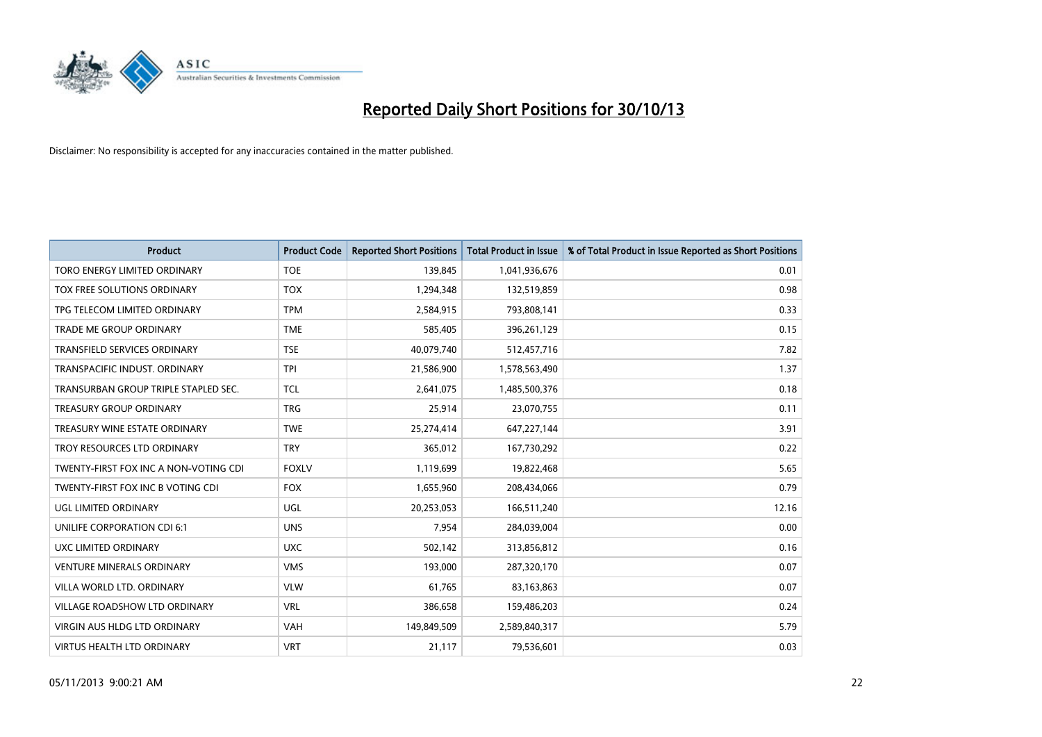# Reported Daily Short Positions for 30/10/13

Disclaimer: No responsibility is accepted for any inaccuracies contained in the matter published.

| Product | Product Code | Reported Short Positions | Total Product in Issue | % of Total Product in Issue Reported as Short Positions |
|---|---|---|---|---|
| TORO ENERGY LIMITED ORDINARY | TOE | 139,845 | 1,041,936,676 | 0.01 |
| TOX FREE SOLUTIONS ORDINARY | TOX | 1,294,348 | 132,519,859 | 0.98 |
| TPG TELECOM LIMITED ORDINARY | TPM | 2,584,915 | 793,808,141 | 0.33 |
| TRADE ME GROUP ORDINARY | TME | 585,405 | 396,261,129 | 0.15 |
| TRANSFIELD SERVICES ORDINARY | TSE | 40,079,740 | 512,457,716 | 7.82 |
| TRANSPACIFIC INDUST. ORDINARY | TPI | 21,586,900 | 1,578,563,490 | 1.37 |
| TRANSURBAN GROUP TRIPLE STAPLED SEC. | TCL | 2,641,075 | 1,485,500,376 | 0.18 |
| TREASURY GROUP ORDINARY | TRG | 25,914 | 23,070,755 | 0.11 |
| TREASURY WINE ESTATE ORDINARY | TWE | 25,274,414 | 647,227,144 | 3.91 |
| TROY RESOURCES LTD ORDINARY | TRY | 365,012 | 167,730,292 | 0.22 |
| TWENTY-FIRST FOX INC A NON-VOTING CDI | FOXLV | 1,119,699 | 19,822,468 | 5.65 |
| TWENTY-FIRST FOX INC B VOTING CDI | FOX | 1,655,960 | 208,434,066 | 0.79 |
| UGL LIMITED ORDINARY | UGL | 20,253,053 | 166,511,240 | 12.16 |
| UNILIFE CORPORATION CDI 6:1 | UNS | 7,954 | 284,039,004 | 0.00 |
| UXC LIMITED ORDINARY | UXC | 502,142 | 313,856,812 | 0.16 |
| VENTURE MINERALS ORDINARY | VMS | 193,000 | 287,320,170 | 0.07 |
| VILLA WORLD LTD. ORDINARY | VLW | 61,765 | 83,163,863 | 0.07 |
| VILLAGE ROADSHOW LTD ORDINARY | VRL | 386,658 | 159,486,203 | 0.24 |
| VIRGIN AUS HLDG LTD ORDINARY | VAH | 149,849,509 | 2,589,840,317 | 5.79 |
| VIRTUS HEALTH LTD ORDINARY | VRT | 21,117 | 79,536,601 | 0.03 |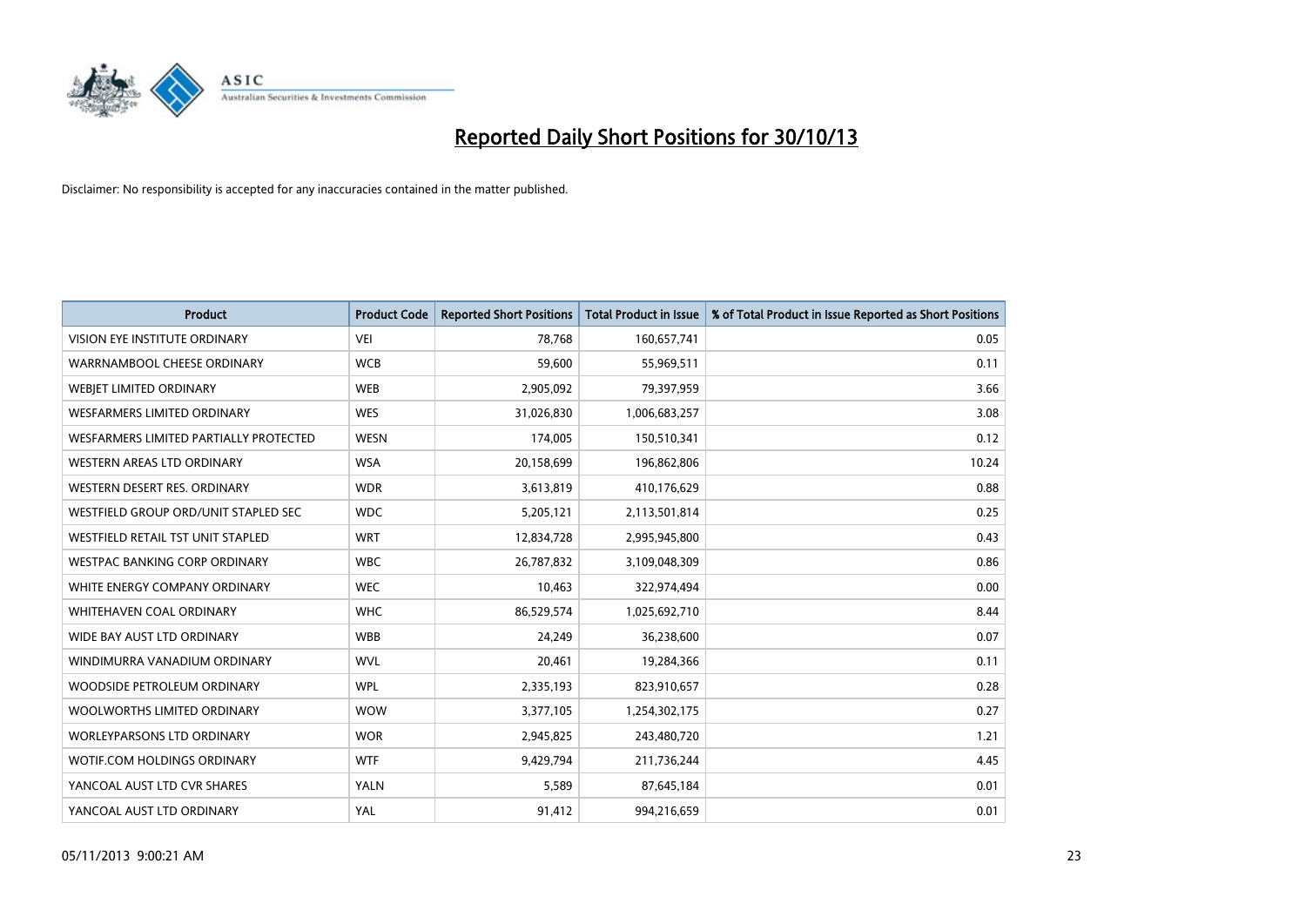# Reported Daily Short Positions for 30/10/13

Disclaimer: No responsibility is accepted for any inaccuracies contained in the matter published.

| Product | Product Code | Reported Short Positions | Total Product in Issue | % of Total Product in Issue Reported as Short Positions |
| --- | --- | --- | --- | --- |
| VISION EYE INSTITUTE ORDINARY | VEI | 78,768 | 160,657,741 | 0.05 |
| WARRNAMBOOL CHEESE ORDINARY | WCB | 59,600 | 55,969,511 | 0.11 |
| WEBJET LIMITED ORDINARY | WEB | 2,905,092 | 79,397,959 | 3.66 |
| WESFARMERS LIMITED ORDINARY | WES | 31,026,830 | 1,006,683,257 | 3.08 |
| WESFARMERS LIMITED PARTIALLY PROTECTED | WESN | 174,005 | 150,510,341 | 0.12 |
| WESTERN AREAS LTD ORDINARY | WSA | 20,158,699 | 196,862,806 | 10.24 |
| WESTERN DESERT RES. ORDINARY | WDR | 3,613,819 | 410,176,629 | 0.88 |
| WESTFIELD GROUP ORD/UNIT STAPLED SEC | WDC | 5,205,121 | 2,113,501,814 | 0.25 |
| WESTFIELD RETAIL TST UNIT STAPLED | WRT | 12,834,728 | 2,995,945,800 | 0.43 |
| WESTPAC BANKING CORP ORDINARY | WBC | 26,787,832 | 3,109,048,309 | 0.86 |
| WHITE ENERGY COMPANY ORDINARY | WEC | 10,463 | 322,974,494 | 0.00 |
| WHITEHAVEN COAL ORDINARY | WHC | 86,529,574 | 1,025,692,710 | 8.44 |
| WIDE BAY AUST LTD ORDINARY | WBB | 24,249 | 36,238,600 | 0.07 |
| WINDIMURRA VANADIUM ORDINARY | WVL | 20,461 | 19,284,366 | 0.11 |
| WOODSIDE PETROLEUM ORDINARY | WPL | 2,335,193 | 823,910,657 | 0.28 |
| WOOLWORTHS LIMITED ORDINARY | WOW | 3,377,105 | 1,254,302,175 | 0.27 |
| WORLEYPARSONS LTD ORDINARY | WOR | 2,945,825 | 243,480,720 | 1.21 |
| WOTIF.COM HOLDINGS ORDINARY | WTF | 9,429,794 | 211,736,244 | 4.45 |
| YANCOAL AUST LTD CVR SHARES | YALN | 5,589 | 87,645,184 | 0.01 |
| YANCOAL AUST LTD ORDINARY | YAL | 91,412 | 994,216,659 | 0.01 |

05/11/2013 9:00:21 AM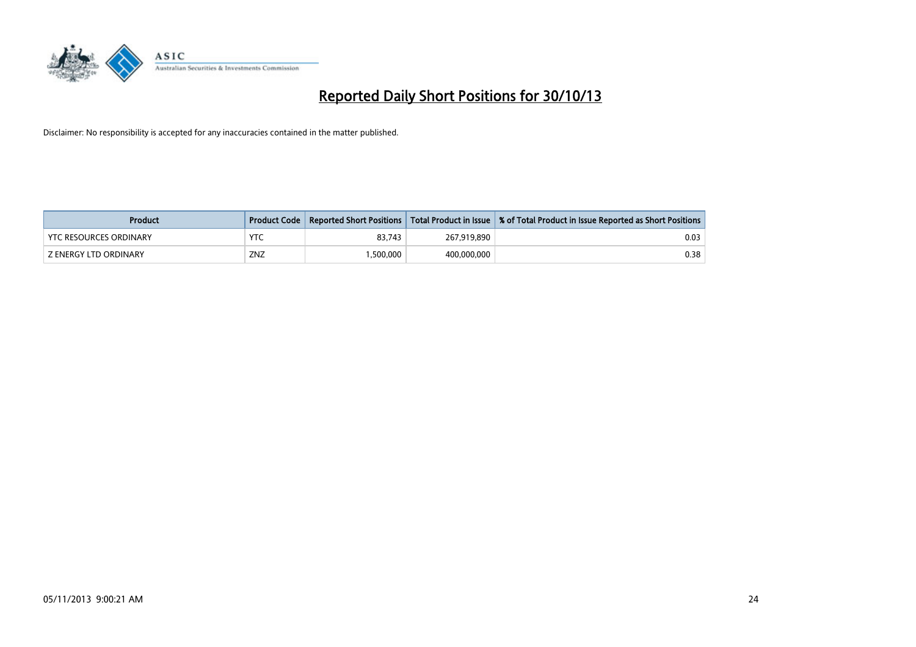# Reported Daily Short Positions for 30/10/13

Disclaimer: No responsibility is accepted for any inaccuracies contained in the matter published.

| Product | Product Code | Reported Short Positions | Total Product in Issue | % of Total Product in Issue Reported as Short Positions |
|---|---|---|---|---|
| YTC RESOURCES ORDINARY | YTC | 83,743 | 267,919,890 | 0.03 |
| Z ENERGY LTD ORDINARY | ZNZ | 1,500,000 | 400,000,000 | 0.38 |

05/11/2013 9:00:21 AM